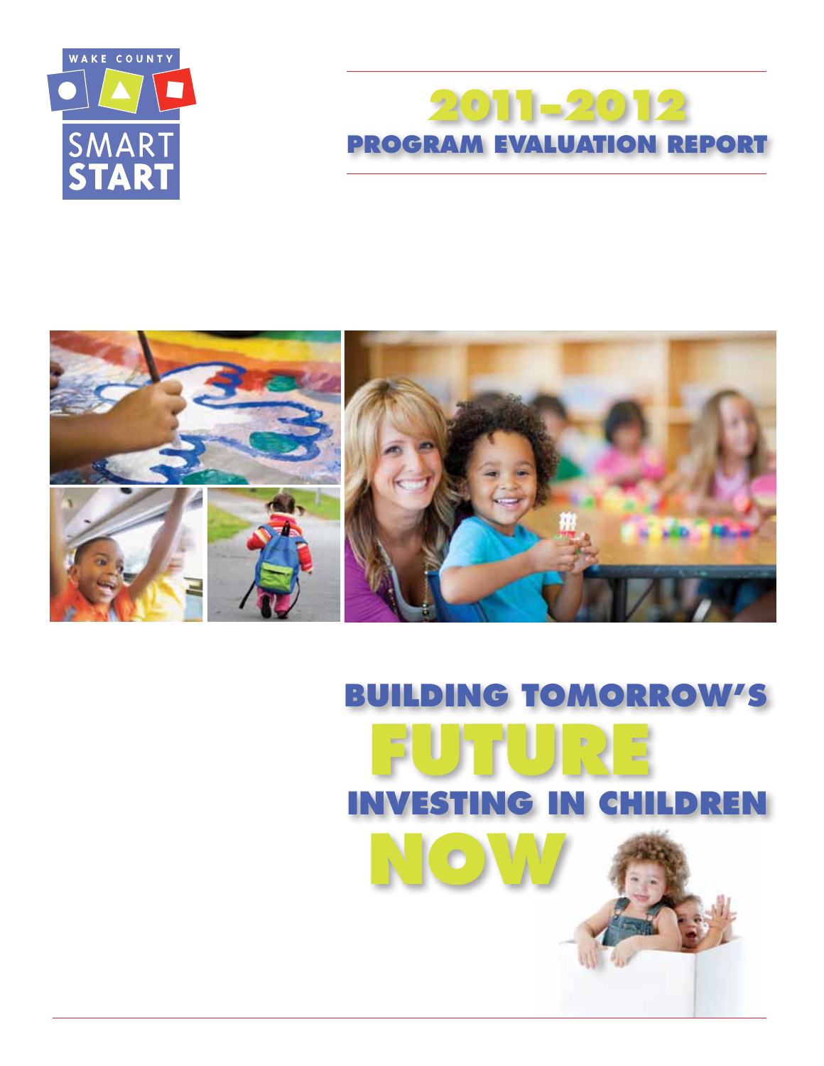WAKE COUNTY SMART START

# 2011–2012 PROGRAM EVALUATION REPORT

## BUILDING TOMORROW'S FUTURE INVESTING IN CHILDREN NOW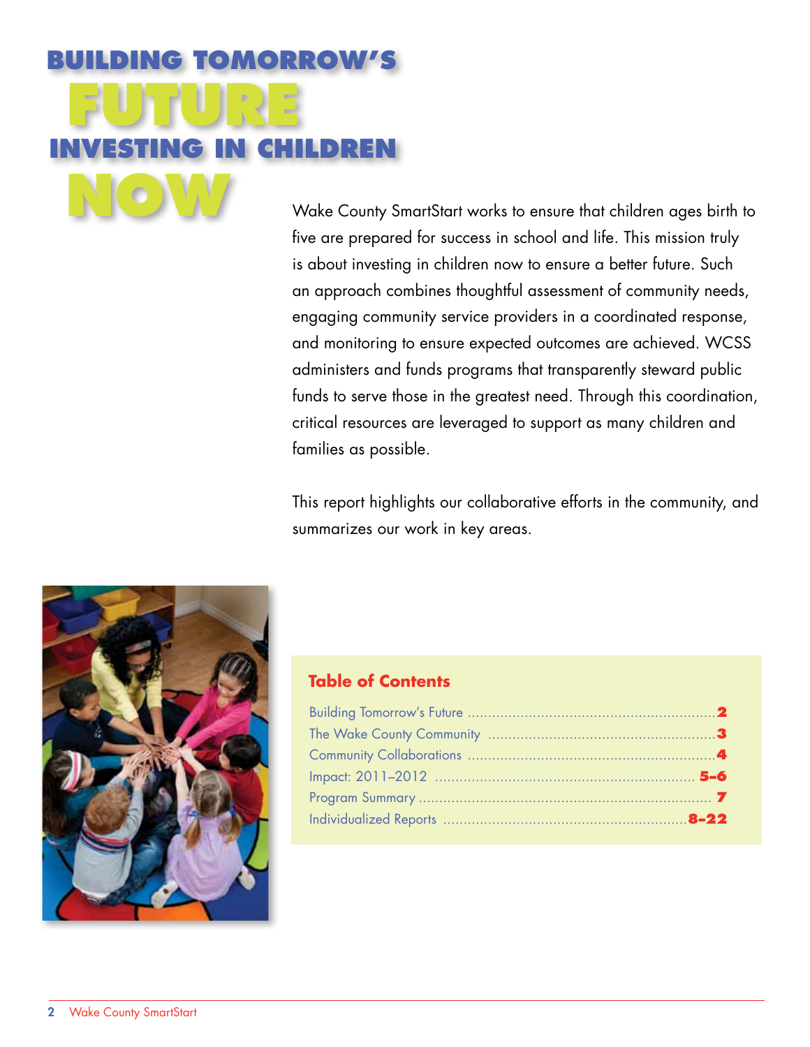# BUILDING TOMORROW'S FUTURE INVESTING IN CHILDREN NOW

Wake County SmartStart works to ensure that children ages birth to five are prepared for success in school and life. This mission truly is about investing in children now to ensure a better future. Such an approach combines thoughtful assessment of community needs, engaging community service providers in a coordinated response, and monitoring to ensure expected outcomes are achieved. WCSS administers and funds programs that transparently steward public funds to serve those in the greatest need. Through this coordination, critical resources are leveraged to support as many children and families as possible.

This report highlights our collaborative efforts in the community, and summarizes our work in key areas.

## Table of Contents

| Section | Page |
|---|---|
| Building Tomorrow's Future | 2 |
| The Wake County Community | 3 |
| Community Collaborations | 4 |
| Impact: 2011–2012 | 5–6 |
| Program Summary | 7 |
| Individualized Reports | 8–22 |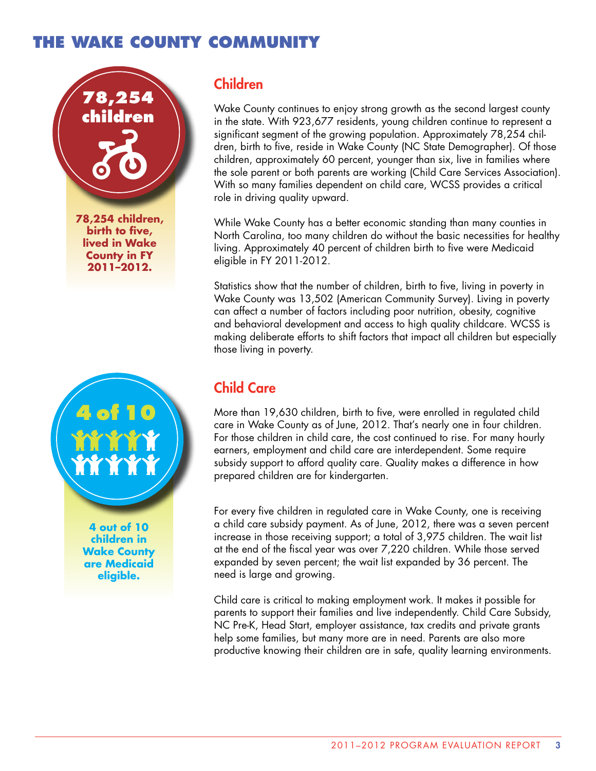# THE WAKE COUNTY COMMUNITY

**78,254 children**

**78,254 children, birth to five, lived in Wake County in FY 2011–2012.**

## Children

Wake County continues to enjoy strong growth as the second largest county in the state. With 923,677 residents, young children continue to represent a significant segment of the growing population. Approximately 78,254 children, birth to five, reside in Wake County (NC State Demographer). Of those children, approximately 60 percent, younger than six, live in families where the sole parent or both parents are working (Child Care Services Association). With so many families dependent on child care, WCSS provides a critical role in driving quality upward.

While Wake County has a better economic standing than many counties in North Carolina, too many children do without the basic necessities for healthy living. Approximately 40 percent of children birth to five were Medicaid eligible in FY 2011-2012.

Statistics show that the number of children, birth to five, living in poverty in Wake County was 13,502 (American Community Survey). Living in poverty can affect a number of factors including poor nutrition, obesity, cognitive and behavioral development and access to high quality childcare. WCSS is making deliberate efforts to shift factors that impact all children but especially those living in poverty.

**4 of 10**

**4 out of 10 children in Wake County are Medicaid eligible.**

## Child Care

More than 19,630 children, birth to five, were enrolled in regulated child care in Wake County as of June, 2012. That's nearly one in four children. For those children in child care, the cost continued to rise. For many hourly earners, employment and child care are interdependent. Some require subsidy support to afford quality care. Quality makes a difference in how prepared children are for kindergarten.

For every five children in regulated care in Wake County, one is receiving a child care subsidy payment. As of June, 2012, there was a seven percent increase in those receiving support; a total of 3,975 children. The wait list at the end of the fiscal year was over 7,220 children. While those served expanded by seven percent; the wait list expanded by 36 percent. The need is large and growing.

Child care is critical to making employment work. It makes it possible for parents to support their families and live independently. Child Care Subsidy, NC Pre-K, Head Start, employer assistance, tax credits and private grants help some families, but many more are in need. Parents are also more productive knowing their children are in safe, quality learning environments.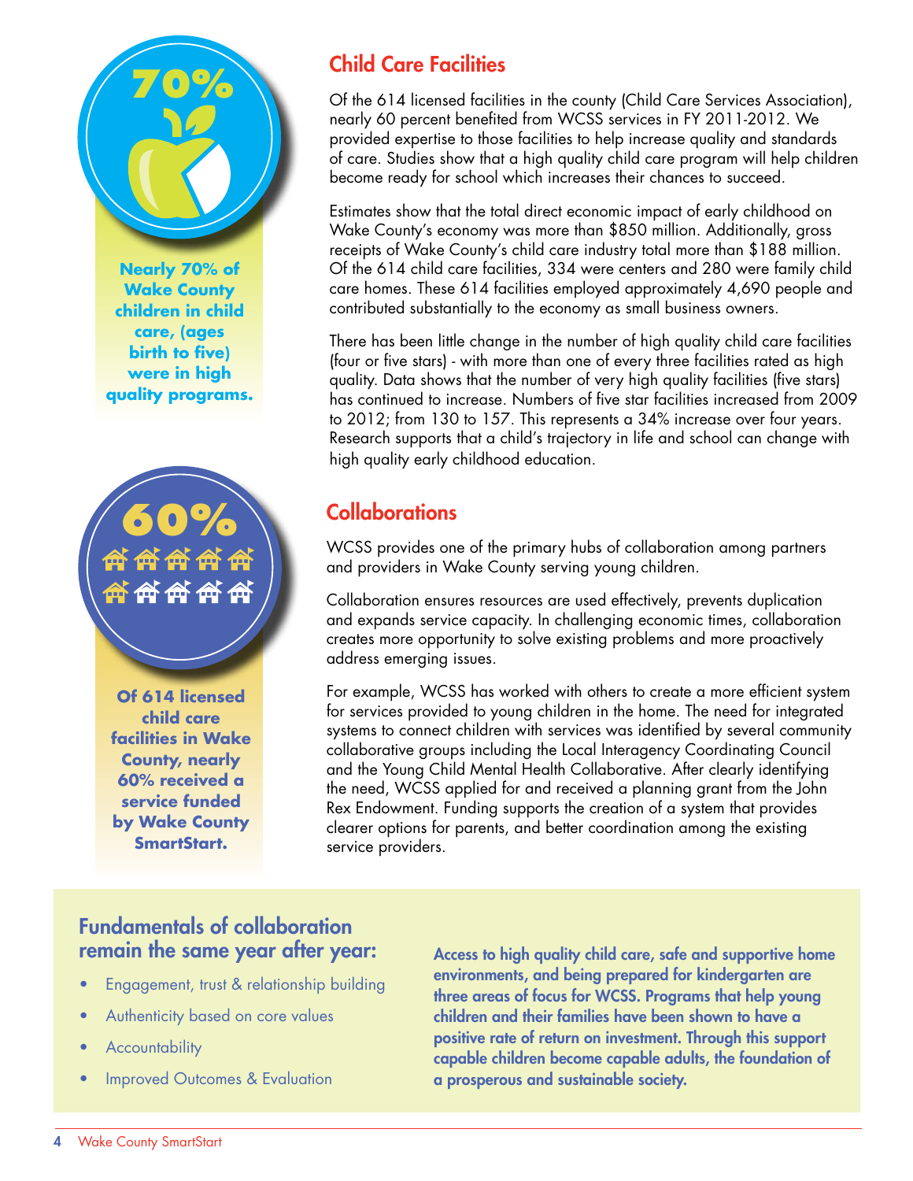**70%**

**Nearly 70% of Wake County children in child care, (ages birth to five) were in high quality programs.**

**60%**

**Of 614 licensed child care facilities in Wake County, nearly 60% received a service funded by Wake County SmartStart.**

## Child Care Facilities

Of the 614 licensed facilities in the county (Child Care Services Association), nearly 60 percent benefited from WCSS services in FY 2011-2012. We provided expertise to those facilities to help increase quality and standards of care. Studies show that a high quality child care program will help children become ready for school which increases their chances to succeed.

Estimates show that the total direct economic impact of early childhood on Wake County's economy was more than $850 million. Additionally, gross receipts of Wake County's child care industry total more than $188 million. Of the 614 child care facilities, 334 were centers and 280 were family child care homes. These 614 facilities employed approximately 4,690 people and contributed substantially to the economy as small business owners.

There has been little change in the number of high quality child care facilities (four or five stars) - with more than one of every three facilities rated as high quality. Data shows that the number of very high quality facilities (five stars) has continued to increase. Numbers of five star facilities increased from 2009 to 2012; from 130 to 157. This represents a 34% increase over four years. Research supports that a child's trajectory in life and school can change with high quality early childhood education.

## Collaborations

WCSS provides one of the primary hubs of collaboration among partners and providers in Wake County serving young children.

Collaboration ensures resources are used effectively, prevents duplication and expands service capacity. In challenging economic times, collaboration creates more opportunity to solve existing problems and more proactively address emerging issues.

For example, WCSS has worked with others to create a more efficient system for services provided to young children in the home. The need for integrated systems to connect children with services was identified by several community collaborative groups including the Local Interagency Coordinating Council and the Young Child Mental Health Collaborative. After clearly identifying the need, WCSS applied for and received a planning grant from the John Rex Endowment. Funding supports the creation of a system that provides clearer options for parents, and better coordination among the existing service providers.

### Fundamentals of collaboration remain the same year after year:

- Engagement, trust & relationship building
- Authenticity based on core values
- Accountability
- Improved Outcomes & Evaluation

**Access to high quality child care, safe and supportive home environments, and being prepared for kindergarten are three areas of focus for WCSS. Programs that help young children and their families have been shown to have a positive rate of return on investment. Through this support capable children become capable adults, the foundation of a prosperous and sustainable society.**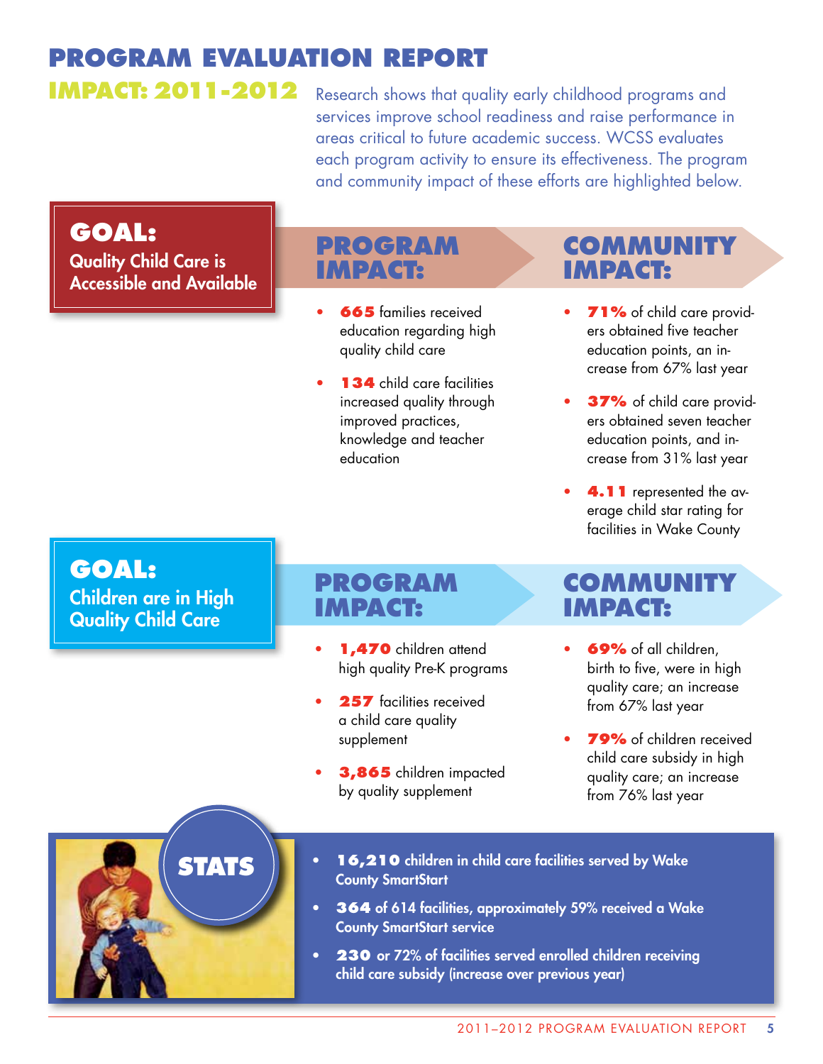# PROGRAM EVALUATION REPORT

## IMPACT: 2011-2012

Research shows that quality early childhood programs and services improve school readiness and raise performance in areas critical to future academic success. WCSS evaluates each program activity to ensure its effectiveness. The program and community impact of these efforts are highlighted below.

### GOAL: Quality Child Care is Accessible and Available

#### PROGRAM IMPACT:

- **665** families received education regarding high quality child care
- **134** child care facilities increased quality through improved practices, knowledge and teacher education

#### COMMUNITY IMPACT:

- **71%** of child care providers obtained five teacher education points, an increase from 67% last year
- **37%** of child care providers obtained seven teacher education points, and increase from 31% last year
- **4.11** represented the average child star rating for facilities in Wake County

### GOAL: Children are in High Quality Child Care

#### PROGRAM IMPACT:

- **1,470** children attend high quality Pre-K programs
- **257** facilities received a child care quality supplement
- **3,865** children impacted by quality supplement

#### COMMUNITY IMPACT:

- **69%** of all children, birth to five, were in high quality care; an increase from 67% last year
- **79%** of children received child care subsidy in high quality care; an increase from 76% last year

### STATS

- **16,210** children in child care facilities served by Wake County SmartStart
- **364** of 614 facilities, approximately 59% received a Wake County SmartStart service
- **230** or 72% of facilities served enrolled children receiving child care subsidy (increase over previous year)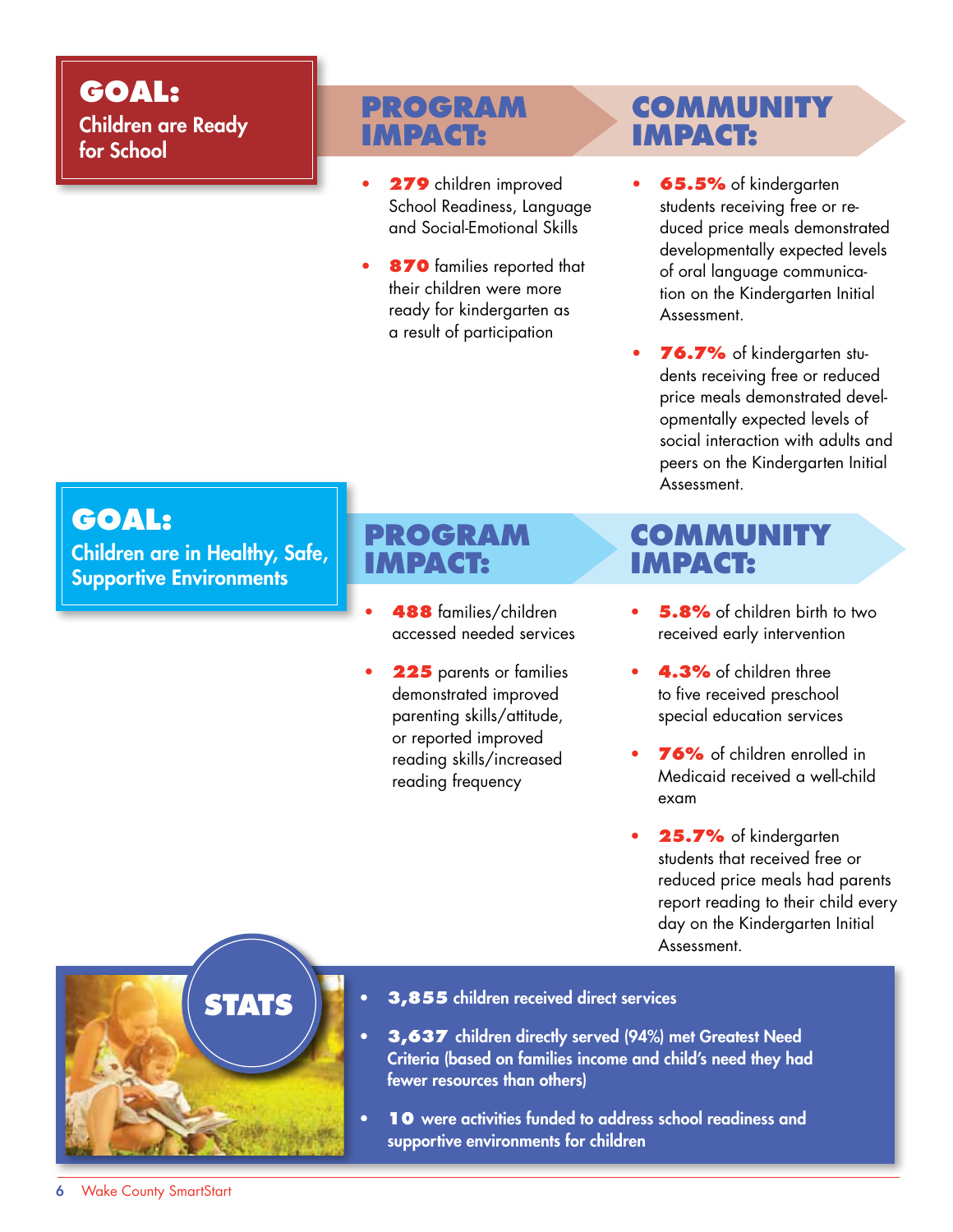## GOAL: Children are Ready for School

### PROGRAM IMPACT:

- **279** children improved School Readiness, Language and Social-Emotional Skills
- **870** families reported that their children were more ready for kindergarten as a result of participation

### COMMUNITY IMPACT:

- **65.5%** of kindergarten students receiving free or reduced price meals demonstrated developmentally expected levels of oral language communication on the Kindergarten Initial Assessment.
- **76.7%** of kindergarten students receiving free or reduced price meals demonstrated developmentally expected levels of social interaction with adults and peers on the Kindergarten Initial Assessment.

## GOAL: Children are in Healthy, Safe, Supportive Environments

### PROGRAM IMPACT:

- **488** families/children accessed needed services
- **225** parents or families demonstrated improved parenting skills/attitude, or reported improved reading skills/increased reading frequency

### COMMUNITY IMPACT:

- **5.8%** of children birth to two received early intervention
- **4.3%** of children three to five received preschool special education services
- **76%** of children enrolled in Medicaid received a well-child exam
- **25.7%** of kindergarten students that received free or reduced price meals had parents report reading to their child every day on the Kindergarten Initial Assessment.

## STATS

- **3,855** children received direct services
- **3,637** children directly served (94%) met Greatest Need Criteria (based on families income and child's need they had fewer resources than others)
- **10** were activities funded to address school readiness and supportive environments for children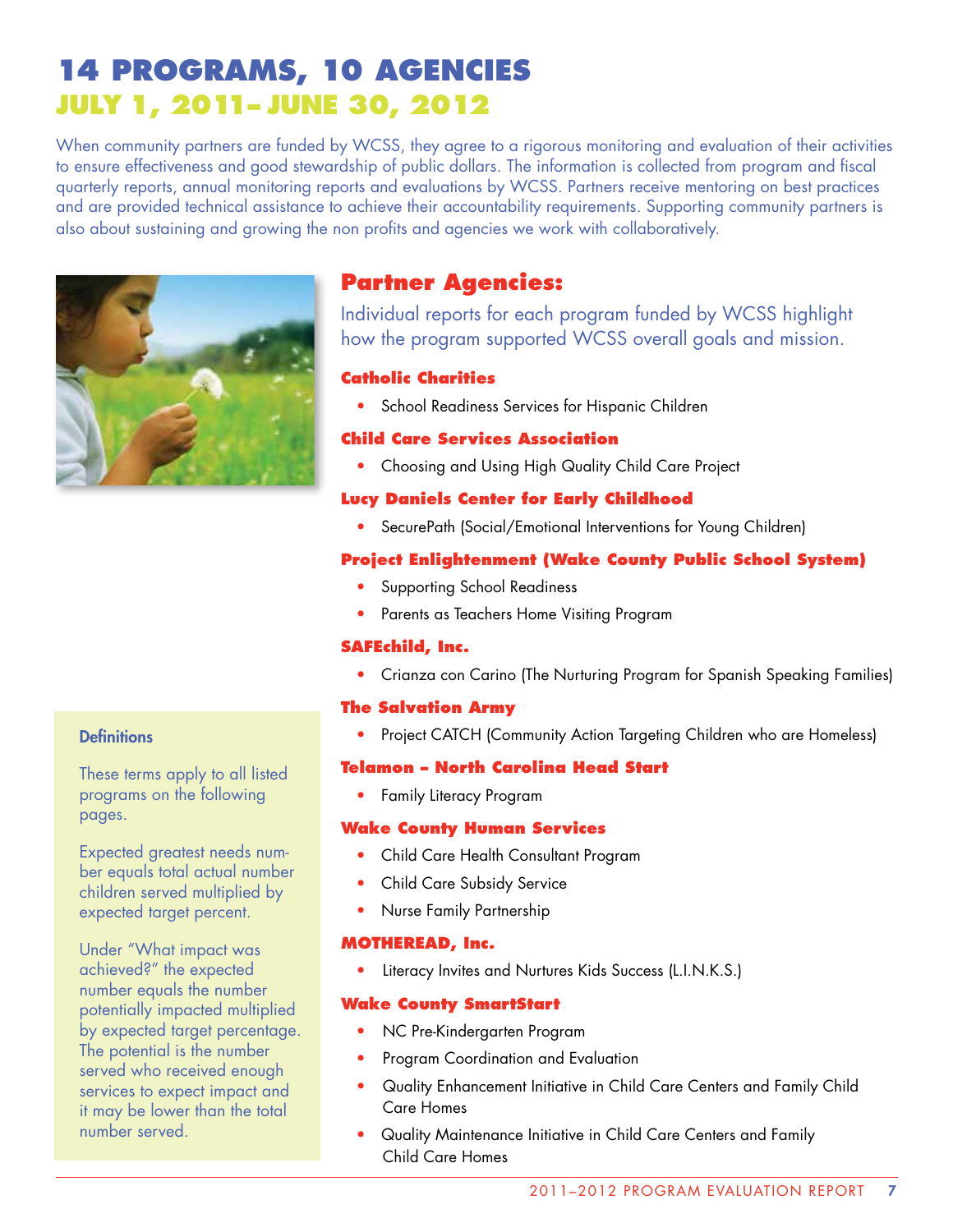# 14 PROGRAMS, 10 AGENCIES

## JULY 1, 2011– JUNE 30, 2012

When community partners are funded by WCSS, they agree to a rigorous monitoring and evaluation of their activities to ensure effectiveness and good stewardship of public dollars. The information is collected from program and fiscal quarterly reports, annual monitoring reports and evaluations by WCSS. Partners receive mentoring on best practices and are provided technical assistance to achieve their accountability requirements. Supporting community partners is also about sustaining and growing the non profits and agencies we work with collaboratively.

## Partner Agencies:

Individual reports for each program funded by WCSS highlight how the program supported WCSS overall goals and mission.

### Catholic Charities

- School Readiness Services for Hispanic Children

### Child Care Services Association

- Choosing and Using High Quality Child Care Project

### Lucy Daniels Center for Early Childhood

- SecurePath (Social/Emotional Interventions for Young Children)

### Project Enlightenment (Wake County Public School System)

- Supporting School Readiness
- Parents as Teachers Home Visiting Program

### SAFEchild, Inc.

- Crianza con Carino (The Nurturing Program for Spanish Speaking Families)

### The Salvation Army

- Project CATCH (Community Action Targeting Children who are Homeless)

### Telamon – North Carolina Head Start

- Family Literacy Program

### Wake County Human Services

- Child Care Health Consultant Program
- Child Care Subsidy Service
- Nurse Family Partnership

### MOTHEREAD, Inc.

- Literacy Invites and Nurtures Kids Success (L.I.N.K.S.)

### Wake County SmartStart

- NC Pre-Kindergarten Program
- Program Coordination and Evaluation
- Quality Enhancement Initiative in Child Care Centers and Family Child Care Homes
- Quality Maintenance Initiative in Child Care Centers and Family Child Care Homes

**Definitions**

These terms apply to all listed programs on the following pages.

Expected greatest needs number equals total actual number children served multiplied by expected target percent.

Under "What impact was achieved?" the expected number equals the number potentially impacted multiplied by expected target percentage. The potential is the number served who received enough services to expect impact and it may be lower than the total number served.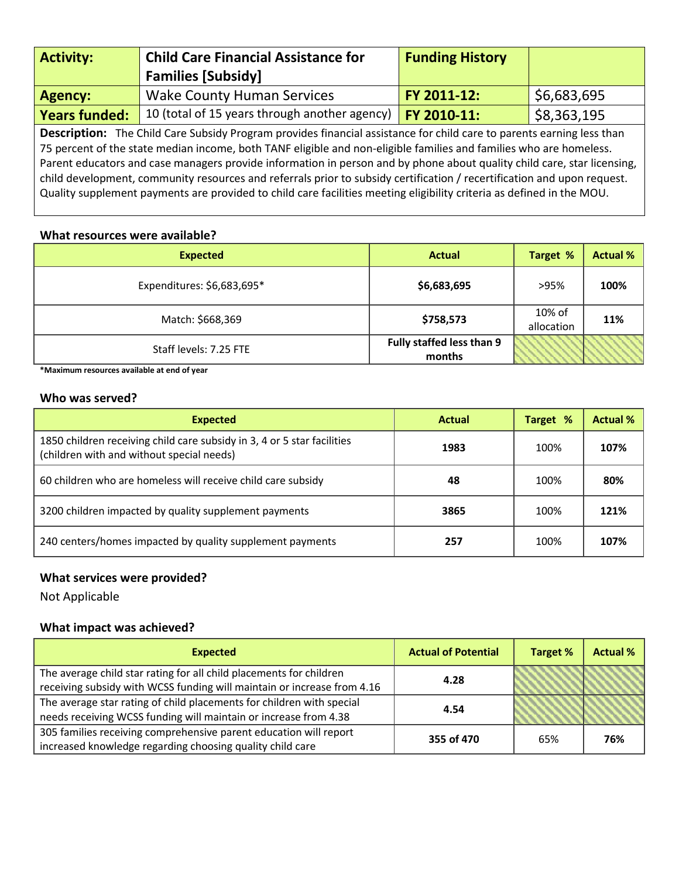| Activity: | Child Care Financial Assistance for Families [Subsidy] | Funding History | |
|---|---|---|---|
| Agency: | Wake County Human Services | FY 2011-12: | $6,683,695 |
| Years funded: | 10 (total of 15 years through another agency) | FY 2010-11: | $8,363,195 |

**Description:** The Child Care Subsidy Program provides financial assistance for child care to parents earning less than 75 percent of the state median income, both TANF eligible and non-eligible families and families who are homeless. Parent educators and case managers provide information in person and by phone about quality child care, star licensing, child development, community resources and referrals prior to subsidy certification / recertification and upon request. Quality supplement payments are provided to child care facilities meeting eligibility criteria as defined in the MOU.

### What resources were available?

| Expected | Actual | Target % | Actual % |
|---|---|---|---|
| Expenditures: $6,683,695* | **$6,683,695** | >95% | **100%** |
| Match: $668,369 | **$758,573** | 10% of allocation | **11%** |
| Staff levels: 7.25 FTE | **Fully staffed less than 9 months** | | |

***Maximum resources available at end of year**

### Who was served?

| Expected | Actual | Target % | Actual % |
|---|---|---|---|
| 1850 children receiving child care subsidy in 3, 4 or 5 star facilities (children with and without special needs) | **1983** | 100% | **107%** |
| 60 children who are homeless will receive child care subsidy | **48** | 100% | **80%** |
| 3200 children impacted by quality supplement payments | **3865** | 100% | **121%** |
| 240 centers/homes impacted by quality supplement payments | **257** | 100% | **107%** |

### What services were provided?

Not Applicable

### What impact was achieved?

| Expected | Actual of Potential | Target % | Actual % |
|---|---|---|---|
| The average child star rating for all child placements for children receiving subsidy with WCSS funding will maintain or increase from 4.16 | **4.28** | | |
| The average star rating of child placements for children with special needs receiving WCSS funding will maintain or increase from 4.38 | **4.54** | | |
| 305 families receiving comprehensive parent education will report increased knowledge regarding choosing quality child care | **355 of 470** | 65% | **76%** |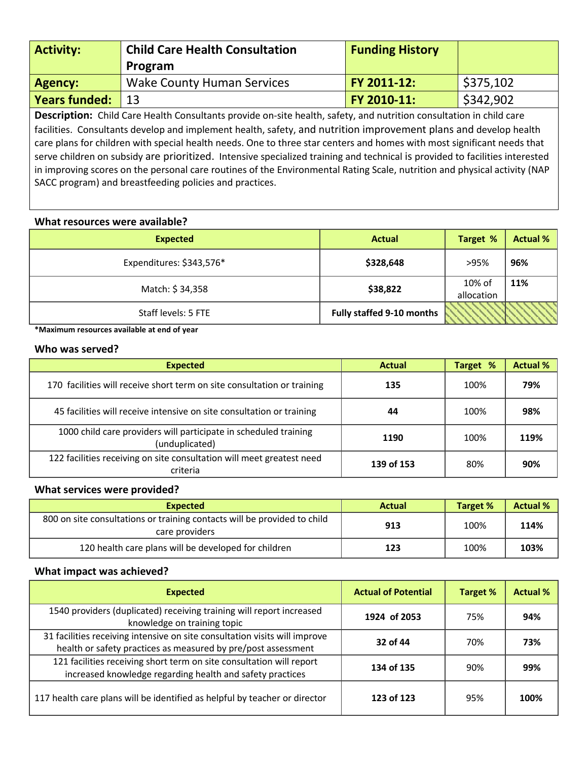| **Activity:** | **Child Care Health Consultation Program** | **Funding History** | |
|---|---|---|---|
| **Agency:** | Wake County Human Services | **FY 2011-12:** | $375,102 |
| **Years funded:** | 13 | **FY 2010-11:** | $342,902 |

**Description:** Child Care Health Consultants provide on-site health, safety, and nutrition consultation in child care facilities. Consultants develop and implement health, safety, and nutrition improvement plans and develop health care plans for children with special health needs. One to three star centers and homes with most significant needs that serve children on subsidy are prioritized. Intensive specialized training and technical is provided to facilities interested in improving scores on the personal care routines of the Environmental Rating Scale, nutrition and physical activity (NAP SACC program) and breastfeeding policies and practices.

**What resources were available?**

| Expected | Actual | Target % | Actual % |
|---|---|---|---|
| Expenditures: $343,576* | **$328,648** | >95% | **96%** |
| Match: $ 34,358 | **$38,822** | 10% of allocation | **11%** |
| Staff levels: 5 FTE | **Fully staffed 9-10 months** | | |

***Maximum resources available at end of year**

**Who was served?**

| Expected | Actual | Target % | Actual % |
|---|---|---|---|
| 170 facilities will receive short term on site consultation or training | **135** | 100% | **79%** |
| 45 facilities will receive intensive on site consultation or training | **44** | 100% | **98%** |
| 1000 child care providers will participate in scheduled training (unduplicated) | **1190** | 100% | **119%** |
| 122 facilities receiving on site consultation will meet greatest need criteria | **139 of 153** | 80% | **90%** |

**What services were provided?**

| Expected | Actual | Target % | Actual % |
|---|---|---|---|
| 800 on site consultations or training contacts will be provided to child care providers | **913** | 100% | **114%** |
| 120 health care plans will be developed for children | **123** | 100% | **103%** |

**What impact was achieved?**

| Expected | Actual of Potential | Target % | Actual % |
|---|---|---|---|
| 1540 providers (duplicated) receiving training will report increased knowledge on training topic | **1924 of 2053** | 75% | **94%** |
| 31 facilities receiving intensive on site consultation visits will improve health or safety practices as measured by pre/post assessment | **32 of 44** | 70% | **73%** |
| 121 facilities receiving short term on site consultation will report increased knowledge regarding health and safety practices | **134 of 135** | 90% | **99%** |
| 117 health care plans will be identified as helpful by teacher or director | **123 of 123** | 95% | **100%** |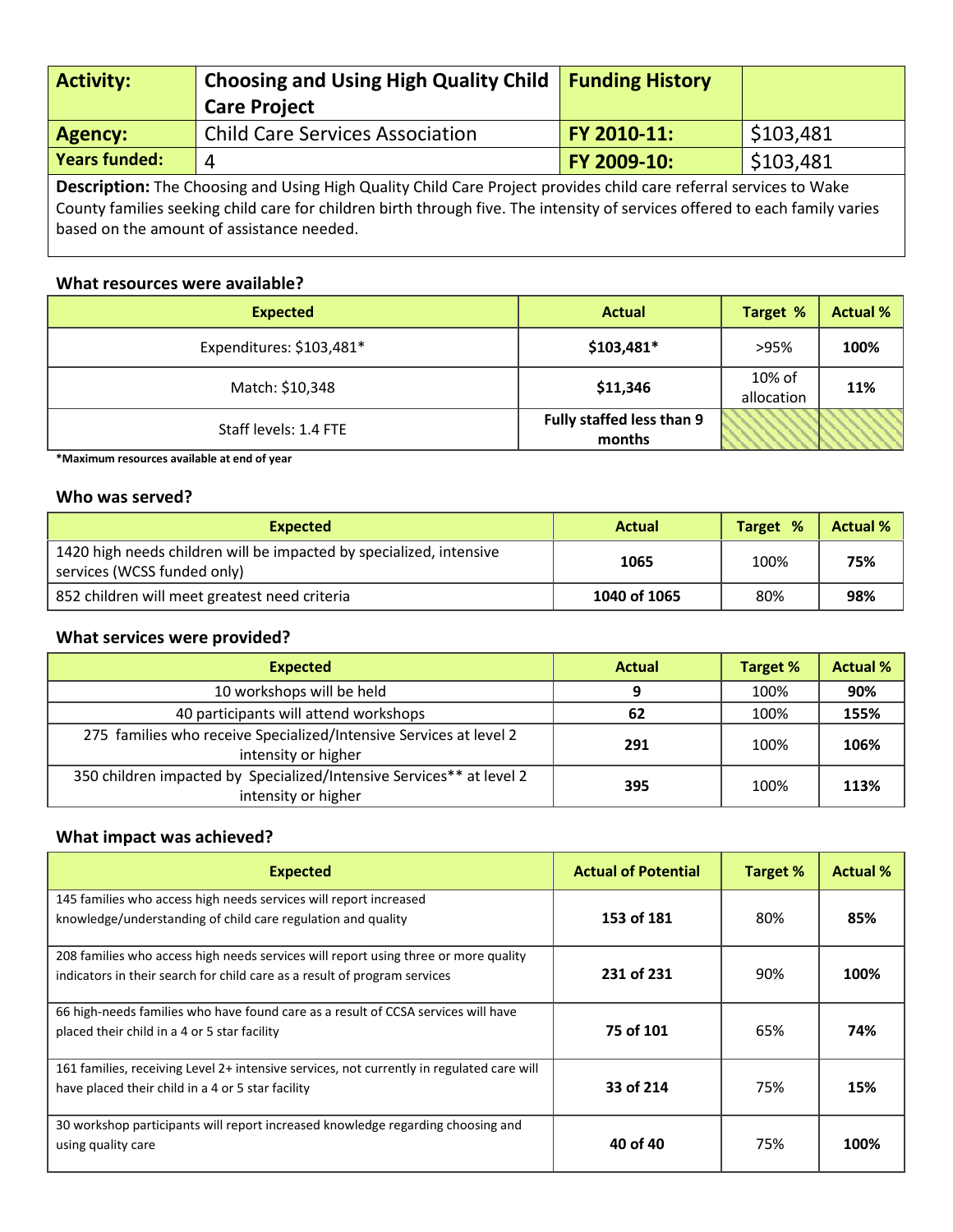| Activity: | Choosing and Using High Quality Child Care Project | Funding History | |
|---|---|---|---|
| Agency: | Child Care Services Association | FY 2010-11: | $103,481 |
| Years funded: | 4 | FY 2009-10: | $103,481 |

**Description:** The Choosing and Using High Quality Child Care Project provides child care referral services to Wake County families seeking child care for children birth through five. The intensity of services offered to each family varies based on the amount of assistance needed.

### What resources were available?

| Expected | Actual | Target % | Actual % |
|---|---|---|---|
| Expenditures: $103,481* | **$103,481*** | >95% | **100%** |
| Match: $10,348 | **$11,346** | 10% of allocation | **11%** |
| Staff levels: 1.4 FTE | **Fully staffed less than 9 months** | | |

***Maximum resources available at end of year**

### Who was served?

| Expected | Actual | Target % | Actual % |
|---|---|---|---|
| 1420 high needs children will be impacted by specialized, intensive services (WCSS funded only) | **1065** | 100% | **75%** |
| 852 children will meet greatest need criteria | **1040 of 1065** | 80% | **98%** |

### What services were provided?

| Expected | Actual | Target % | Actual % |
|---|---|---|---|
| 10 workshops will be held | **9** | 100% | **90%** |
| 40 participants will attend workshops | **62** | 100% | **155%** |
| 275 families who receive Specialized/Intensive Services at level 2 intensity or higher | **291** | 100% | **106%** |
| 350 children impacted by Specialized/Intensive Services** at level 2 intensity or higher | **395** | 100% | **113%** |

### What impact was achieved?

| Expected | Actual of Potential | Target % | Actual % |
|---|---|---|---|
| 145 families who access high needs services will report increased knowledge/understanding of child care regulation and quality | **153 of 181** | 80% | **85%** |
| 208 families who access high needs services will report using three or more quality indicators in their search for child care as a result of program services | **231 of 231** | 90% | **100%** |
| 66 high-needs families who have found care as a result of CCSA services will have placed their child in a 4 or 5 star facility | **75 of 101** | 65% | **74%** |
| 161 families, receiving Level 2+ intensive services, not currently in regulated care will have placed their child in a 4 or 5 star facility | **33 of 214** | 75% | **15%** |
| 30 workshop participants will report increased knowledge regarding choosing and using quality care | **40 of 40** | 75% | **100%** |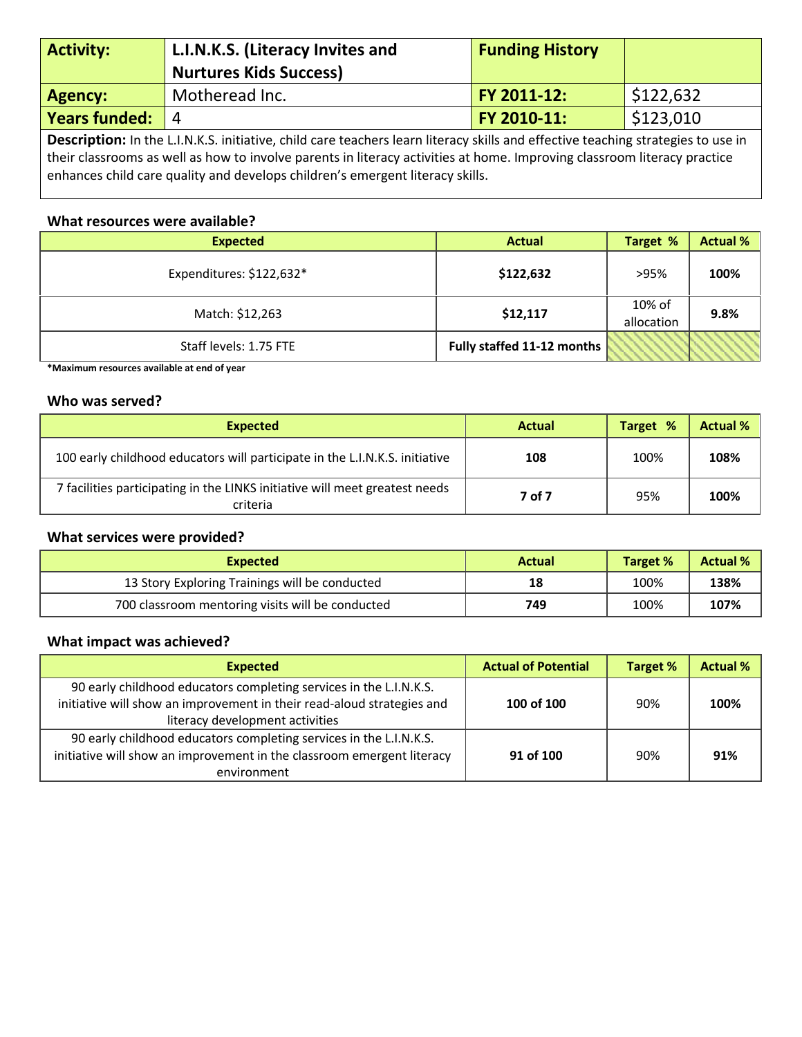| Activity: | L.I.N.K.S. (Literacy Invites and Nurtures Kids Success) | Funding History | |
|---|---|---|---|
| Agency: | Motheread Inc. | FY 2011-12: | $122,632 |
| Years funded: | 4 | FY 2010-11: | $123,010 |

**Description:** In the L.I.N.K.S. initiative, child care teachers learn literacy skills and effective teaching strategies to use in their classrooms as well as how to involve parents in literacy activities at home. Improving classroom literacy practice enhances child care quality and develops children's emergent literacy skills.

### What resources were available?

| Expected | Actual | Target % | Actual % |
|---|---|---|---|
| Expenditures: $122,632* | **$122,632** | >95% | **100%** |
| Match: $12,263 | **$12,117** | 10% of allocation | **9.8%** |
| Staff levels: 1.75 FTE | **Fully staffed 11-12 months** | | |

***Maximum resources available at end of year**

### Who was served?

| Expected | Actual | Target % | Actual % |
|---|---|---|---|
| 100 early childhood educators will participate in the L.I.N.K.S. initiative | **108** | 100% | **108%** |
| 7 facilities participating in the LINKS initiative will meet greatest needs criteria | **7 of 7** | 95% | **100%** |

### What services were provided?

| Expected | Actual | Target % | Actual % |
|---|---|---|---|
| 13 Story Exploring Trainings will be conducted | **18** | 100% | **138%** |
| 700 classroom mentoring visits will be conducted | **749** | 100% | **107%** |

### What impact was achieved?

| Expected | Actual of Potential | Target % | Actual % |
|---|---|---|---|
| 90 early childhood educators completing services in the L.I.N.K.S. initiative will show an improvement in their read-aloud strategies and literacy development activities | **100 of 100** | 90% | **100%** |
| 90 early childhood educators completing services in the L.I.N.K.S. initiative will show an improvement in the classroom emergent literacy environment | **91 of 100** | 90% | **91%** |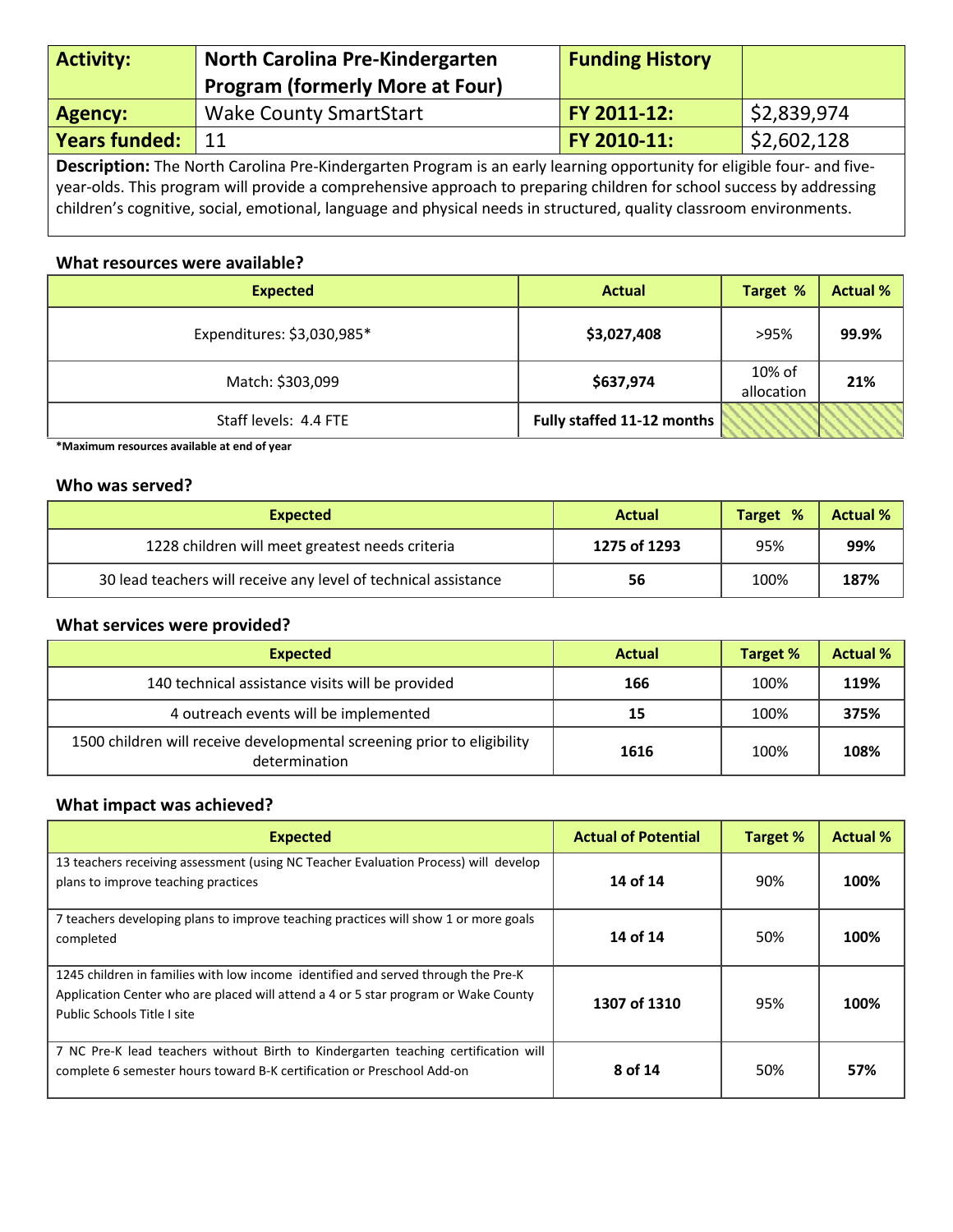| **Activity:** | **North Carolina Pre-Kindergarten Program (formerly More at Four)** | **Funding History** | |
|---|---|---|---|
| **Agency:** | Wake County SmartStart | **FY 2011-12:** | $2,839,974 |
| **Years funded:** | 11 | **FY 2010-11:** | $2,602,128 |

**Description:** The North Carolina Pre-Kindergarten Program is an early learning opportunity for eligible four- and five-year-olds. This program will provide a comprehensive approach to preparing children for school success by addressing children's cognitive, social, emotional, language and physical needs in structured, quality classroom environments.

### What resources were available?

| Expected | Actual | Target % | Actual % |
|---|---|---|---|
| Expenditures: $3,030,985* | **$3,027,408** | >95% | **99.9%** |
| Match: $303,099 | **$637,974** | 10% of allocation | **21%** |
| Staff levels: 4.4 FTE | **Fully staffed 11-12 months** | | |

***Maximum resources available at end of year**

### Who was served?

| Expected | Actual | Target % | Actual % |
|---|---|---|---|
| 1228 children will meet greatest needs criteria | **1275 of 1293** | 95% | **99%** |
| 30 lead teachers will receive any level of technical assistance | **56** | 100% | **187%** |

### What services were provided?

| Expected | Actual | Target % | Actual % |
|---|---|---|---|
| 140 technical assistance visits will be provided | **166** | 100% | **119%** |
| 4 outreach events will be implemented | **15** | 100% | **375%** |
| 1500 children will receive developmental screening prior to eligibility determination | **1616** | 100% | **108%** |

### What impact was achieved?

| Expected | Actual of Potential | Target % | Actual % |
|---|---|---|---|
| 13 teachers receiving assessment (using NC Teacher Evaluation Process) will develop plans to improve teaching practices | **14 of 14** | 90% | **100%** |
| 7 teachers developing plans to improve teaching practices will show 1 or more goals completed | **14 of 14** | 50% | **100%** |
| 1245 children in families with low income identified and served through the Pre-K Application Center who are placed will attend a 4 or 5 star program or Wake County Public Schools Title I site | **1307 of 1310** | 95% | **100%** |
| 7 NC Pre-K lead teachers without Birth to Kindergarten teaching certification will complete 6 semester hours toward B-K certification or Preschool Add-on | **8 of 14** | 50% | **57%** |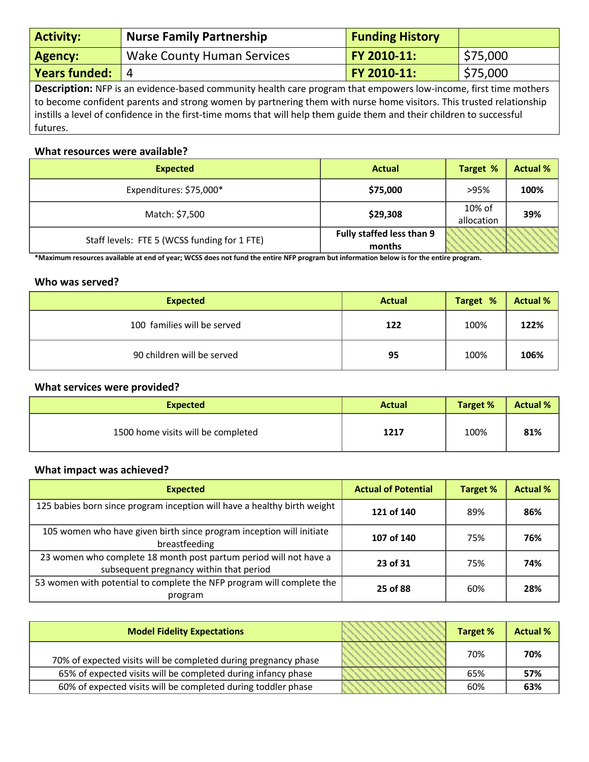| Activity: | Nurse Family Partnership | Funding History | |
|---|---|---|---|
| Agency: | Wake County Human Services | FY 2010-11: | $75,000 |
| Years funded: | 4 | FY 2010-11: | $75,000 |

**Description:** NFP is an evidence-based community health care program that empowers low-income, first time mothers to become confident parents and strong women by partnering them with nurse home visitors. This trusted relationship instills a level of confidence in the first-time moms that will help them guide them and their children to successful futures.

### What resources were available?

| Expected | Actual | Target % | Actual % |
|---|---|---|---|
| Expenditures: $75,000* | **$75,000** | >95% | **100%** |
| Match: $7,500 | **$29,308** | 10% of allocation | **39%** |
| Staff levels: FTE 5 (WCSS funding for 1 FTE) | **Fully staffed less than 9 months** | | |

***Maximum resources available at end of year; WCSS does not fund the entire NFP program but information below is for the entire program.**

### Who was served?

| Expected | Actual | Target % | Actual % |
|---|---|---|---|
| 100 families will be served | **122** | 100% | **122%** |
| 90 children will be served | **95** | 100% | **106%** |

### What services were provided?

| Expected | Actual | Target % | Actual % |
|---|---|---|---|
| 1500 home visits will be completed | **1217** | 100% | **81%** |

### What impact was achieved?

| Expected | Actual of Potential | Target % | Actual % |
|---|---|---|---|
| 125 babies born since program inception will have a healthy birth weight | **121 of 140** | 89% | **86%** |
| 105 women who have given birth since program inception will initiate breastfeeding | **107 of 140** | 75% | **76%** |
| 23 women who complete 18 month post partum period will not have a subsequent pregnancy within that period | **23 of 31** | 75% | **74%** |
| 53 women with potential to complete the NFP program will complete the program | **25 of 88** | 60% | **28%** |

| Model Fidelity Expectations | | Target % | Actual % |
|---|---|---|---|
| 70% of expected visits will be completed during pregnancy phase | | 70% | **70%** |
| 65% of expected visits will be completed during infancy phase | | 65% | **57%** |
| 60% of expected visits will be completed during toddler phase | | 60% | **63%** |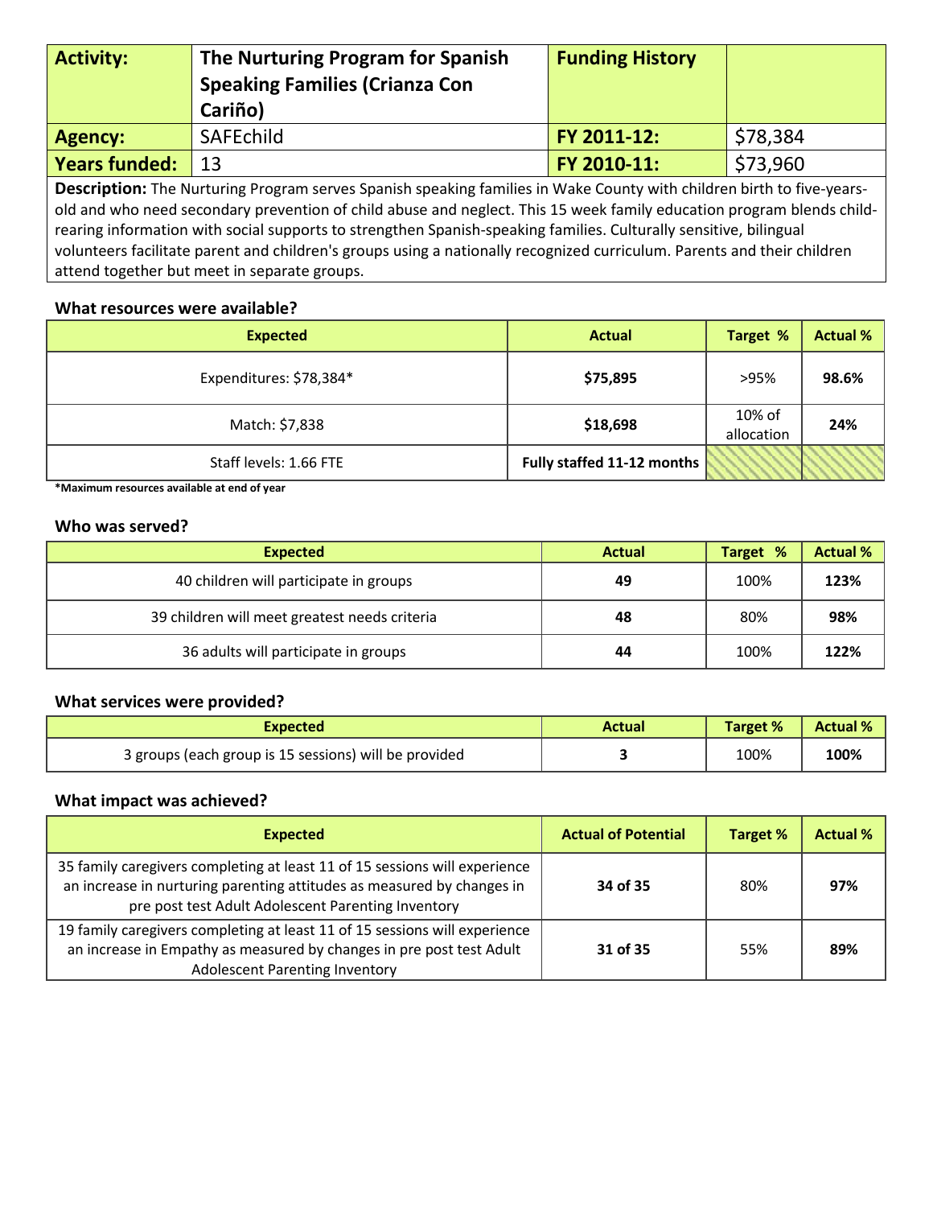| Activity: | The Nurturing Program for Spanish Speaking Families (Crianza Con Cariño) | Funding History | |
|---|---|---|---|
| Agency: | SAFEchild | FY 2011-12: | $78,384 |
| Years funded: | 13 | FY 2010-11: | $73,960 |

**Description:** The Nurturing Program serves Spanish speaking families in Wake County with children birth to five-years-old and who need secondary prevention of child abuse and neglect. This 15 week family education program blends child-rearing information with social supports to strengthen Spanish-speaking families. Culturally sensitive, bilingual volunteers facilitate parent and children's groups using a nationally recognized curriculum. Parents and their children attend together but meet in separate groups.

### What resources were available?

| Expected | Actual | Target % | Actual % |
|---|---|---|---|
| Expenditures: $78,384* | **$75,895** | >95% | **98.6%** |
| Match: $7,838 | **$18,698** | 10% of allocation | **24%** |
| Staff levels: 1.66 FTE | **Fully staffed 11-12 months** | | |

**\*Maximum resources available at end of year**

### Who was served?

| Expected | Actual | Target % | Actual % |
|---|---|---|---|
| 40 children will participate in groups | **49** | 100% | **123%** |
| 39 children will meet greatest needs criteria | **48** | 80% | **98%** |
| 36 adults will participate in groups | **44** | 100% | **122%** |

### What services were provided?

| Expected | Actual | Target % | Actual % |
|---|---|---|---|
| 3 groups (each group is 15 sessions) will be provided | **3** | 100% | **100%** |

### What impact was achieved?

| Expected | Actual of Potential | Target % | Actual % |
|---|---|---|---|
| 35 family caregivers completing at least 11 of 15 sessions will experience an increase in nurturing parenting attitudes as measured by changes in pre post test Adult Adolescent Parenting Inventory | **34 of 35** | 80% | **97%** |
| 19 family caregivers completing at least 11 of 15 sessions will experience an increase in Empathy as measured by changes in pre post test Adult Adolescent Parenting Inventory | **31 of 35** | 55% | **89%** |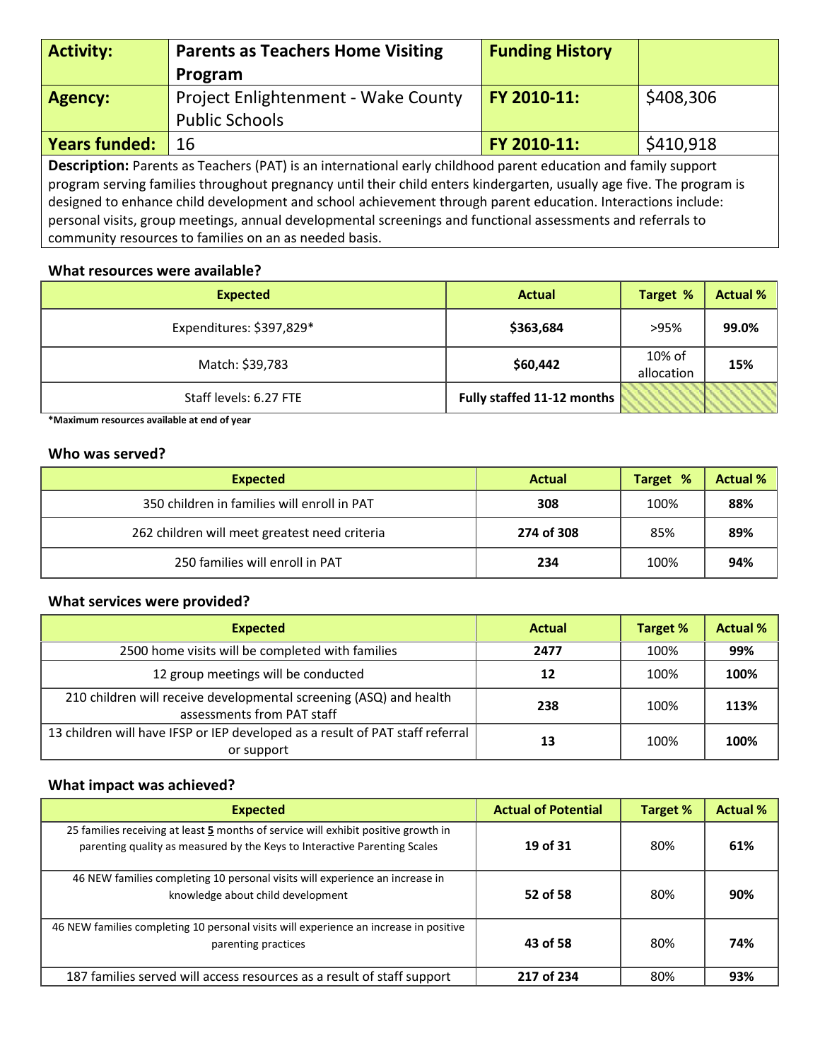| **Activity:** | **Parents as Teachers Home Visiting Program** | **Funding History** | |
|---|---|---|---|
| **Agency:** | Project Enlightenment - Wake County Public Schools | **FY 2010-11:** | $408,306 |
| **Years funded:** | 16 | **FY 2010-11:** | $410,918 |

**Description:** Parents as Teachers (PAT) is an international early childhood parent education and family support program serving families throughout pregnancy until their child enters kindergarten, usually age five. The program is designed to enhance child development and school achievement through parent education. Interactions include: personal visits, group meetings, annual developmental screenings and functional assessments and referrals to community resources to families on an as needed basis.

### What resources were available?

| Expected | Actual | Target % | Actual % |
|---|---|---|---|
| Expenditures: $397,829* | **$363,684** | >95% | **99.0%** |
| Match: $39,783 | **$60,442** | 10% of allocation | **15%** |
| Staff levels: 6.27 FTE | **Fully staffed 11-12 months** | | |

***Maximum resources available at end of year**

### Who was served?

| Expected | Actual | Target % | Actual % |
|---|---|---|---|
| 350 children in families will enroll in PAT | **308** | 100% | **88%** |
| 262 children will meet greatest need criteria | **274 of 308** | 85% | **89%** |
| 250 families will enroll in PAT | **234** | 100% | **94%** |

### What services were provided?

| Expected | Actual | Target % | Actual % |
|---|---|---|---|
| 2500 home visits will be completed with families | **2477** | 100% | **99%** |
| 12 group meetings will be conducted | **12** | 100% | **100%** |
| 210 children will receive developmental screening (ASQ) and health assessments from PAT staff | **238** | 100% | **113%** |
| 13 children will have IFSP or IEP developed as a result of PAT staff referral or support | **13** | 100% | **100%** |

### What impact was achieved?

| Expected | Actual of Potential | Target % | Actual % |
|---|---|---|---|
| 25 families receiving at least **5** months of service will exhibit positive growth in parenting quality as measured by the Keys to Interactive Parenting Scales | **19 of 31** | 80% | **61%** |
| 46 NEW families completing 10 personal visits will experience an increase in knowledge about child development | **52 of 58** | 80% | **90%** |
| 46 NEW families completing 10 personal visits will experience an increase in positive parenting practices | **43 of 58** | 80% | **74%** |
| 187 families served will access resources as a result of staff support | **217 of 234** | 80% | **93%** |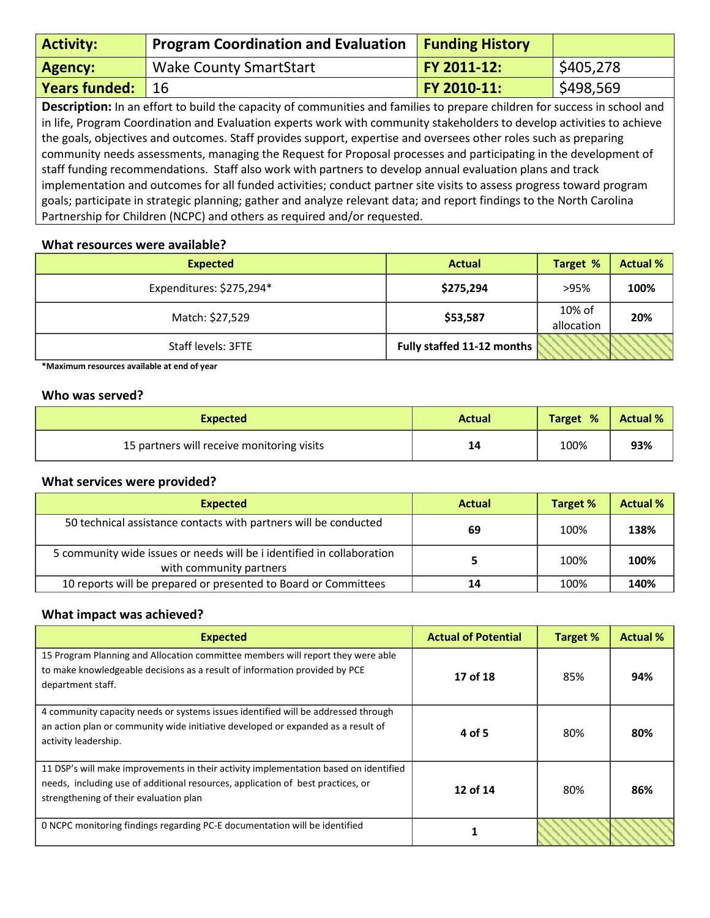| Activity: | Program Coordination and Evaluation | Funding History | |
|---|---|---|---|
| Agency: | Wake County SmartStart | FY 2011-12: | $405,278 |
| Years funded: | 16 | FY 2010-11: | $498,569 |

**Description:** In an effort to build the capacity of communities and families to prepare children for success in school and in life, Program Coordination and Evaluation experts work with community stakeholders to develop activities to achieve the goals, objectives and outcomes. Staff provides support, expertise and oversees other roles such as preparing community needs assessments, managing the Request for Proposal processes and participating in the development of staff funding recommendations. Staff also work with partners to develop annual evaluation plans and track implementation and outcomes for all funded activities; conduct partner site visits to assess progress toward program goals; participate in strategic planning; gather and analyze relevant data; and report findings to the North Carolina Partnership for Children (NCPC) and others as required and/or requested.

### What resources were available?

| Expected | Actual | Target % | Actual % |
|---|---|---|---|
| Expenditures: $275,294* | **$275,294** | >95% | **100%** |
| Match: $27,529 | **$53,587** | 10% of allocation | **20%** |
| Staff levels: 3FTE | **Fully staffed 11-12 months** | | |

***Maximum resources available at end of year**

### Who was served?

| Expected | Actual | Target % | Actual % |
|---|---|---|---|
| 15 partners will receive monitoring visits | **14** | 100% | **93%** |

### What services were provided?

| Expected | Actual | Target % | Actual % |
|---|---|---|---|
| 50 technical assistance contacts with partners will be conducted | **69** | 100% | **138%** |
| 5 community wide issues or needs will be i identified in collaboration with community partners | **5** | 100% | **100%** |
| 10 reports will be prepared or presented to Board or Committees | **14** | 100% | **140%** |

### What impact was achieved?

| Expected | Actual of Potential | Target % | Actual % |
|---|---|---|---|
| 15 Program Planning and Allocation committee members will report they were able to make knowledgeable decisions as a result of information provided by PCE department staff. | **17 of 18** | 85% | **94%** |
| 4 community capacity needs or systems issues identified will be addressed through an action plan or community wide initiative developed or expanded as a result of activity leadership. | **4 of 5** | 80% | **80%** |
| 11 DSP's will make improvements in their activity implementation based on identified needs, including use of additional resources, application of best practices, or strengthening of their evaluation plan | **12 of 14** | 80% | **86%** |
| 0 NCPC monitoring findings regarding PC-E documentation will be identified | **1** | | |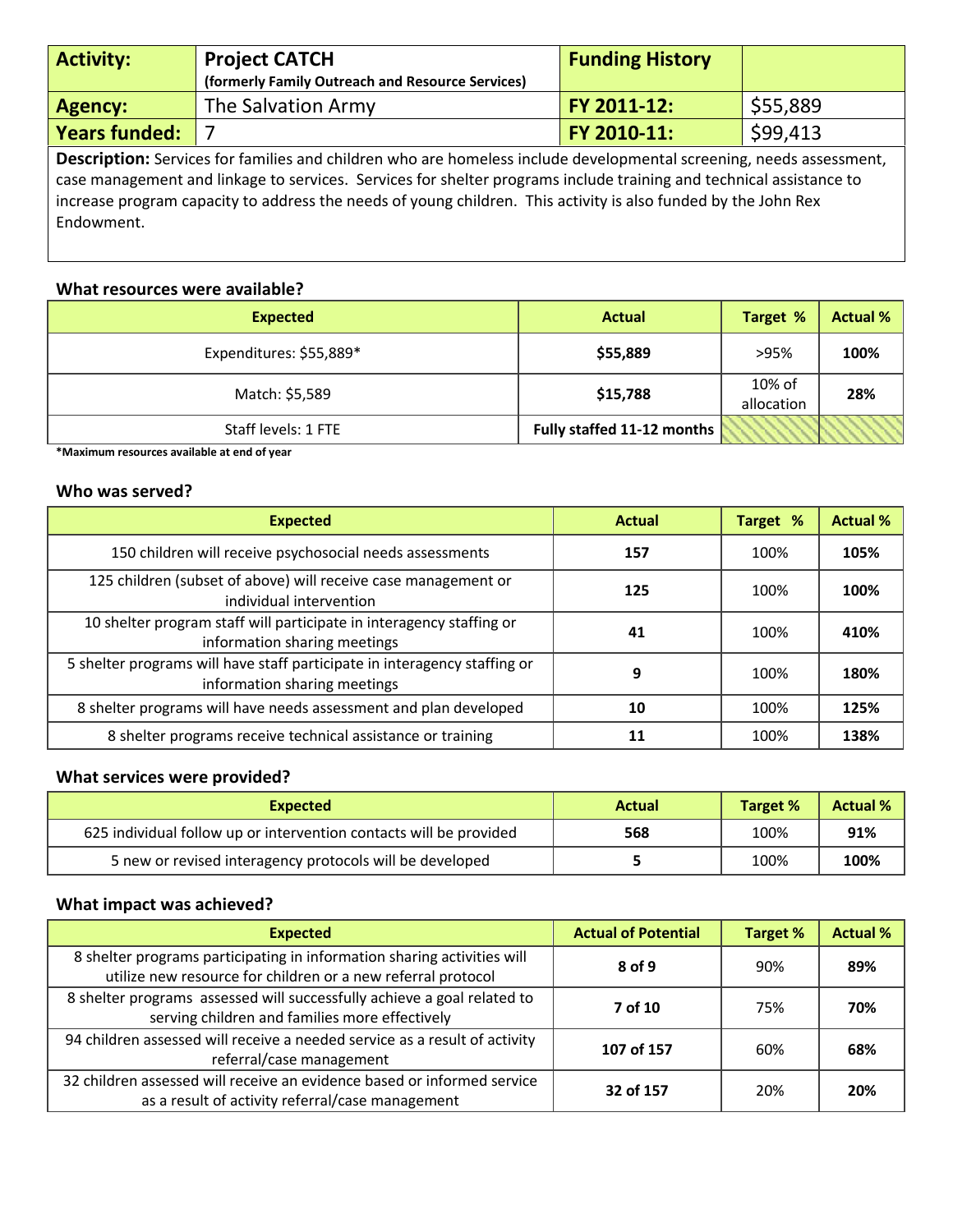| Activity: | Project CATCH (formerly Family Outreach and Resource Services) | Funding History | |
|---|---|---|---|
| Agency: | The Salvation Army | FY 2011-12: | $55,889 |
| Years funded: | 7 | FY 2010-11: | $99,413 |

**Description:** Services for families and children who are homeless include developmental screening, needs assessment, case management and linkage to services. Services for shelter programs include training and technical assistance to increase program capacity to address the needs of young children. This activity is also funded by the John Rex Endowment.

### What resources were available?

| Expected | Actual | Target % | Actual % |
|---|---|---|---|
| Expenditures: $55,889* | **$55,889** | >95% | **100%** |
| Match: $5,589 | **$15,788** | 10% of allocation | **28%** |
| Staff levels: 1 FTE | **Fully staffed 11-12 months** | | |

***Maximum resources available at end of year**

### Who was served?

| Expected | Actual | Target % | Actual % |
|---|---|---|---|
| 150 children will receive psychosocial needs assessments | **157** | 100% | **105%** |
| 125 children (subset of above) will receive case management or individual intervention | **125** | 100% | **100%** |
| 10 shelter program staff will participate in interagency staffing or information sharing meetings | **41** | 100% | **410%** |
| 5 shelter programs will have staff participate in interagency staffing or information sharing meetings | **9** | 100% | **180%** |
| 8 shelter programs will have needs assessment and plan developed | **10** | 100% | **125%** |
| 8 shelter programs receive technical assistance or training | **11** | 100% | **138%** |

### What services were provided?

| Expected | Actual | Target % | Actual % |
|---|---|---|---|
| 625 individual follow up or intervention contacts will be provided | **568** | 100% | **91%** |
| 5 new or revised interagency protocols will be developed | **5** | 100% | **100%** |

### What impact was achieved?

| Expected | Actual of Potential | Target % | Actual % |
|---|---|---|---|
| 8 shelter programs participating in information sharing activities will utilize new resource for children or a new referral protocol | **8 of 9** | 90% | **89%** |
| 8 shelter programs assessed will successfully achieve a goal related to serving children and families more effectively | **7 of 10** | 75% | **70%** |
| 94 children assessed will receive a needed service as a result of activity referral/case management | **107 of 157** | 60% | **68%** |
| 32 children assessed will receive an evidence based or informed service as a result of activity referral/case management | **32 of 157** | 20% | **20%** |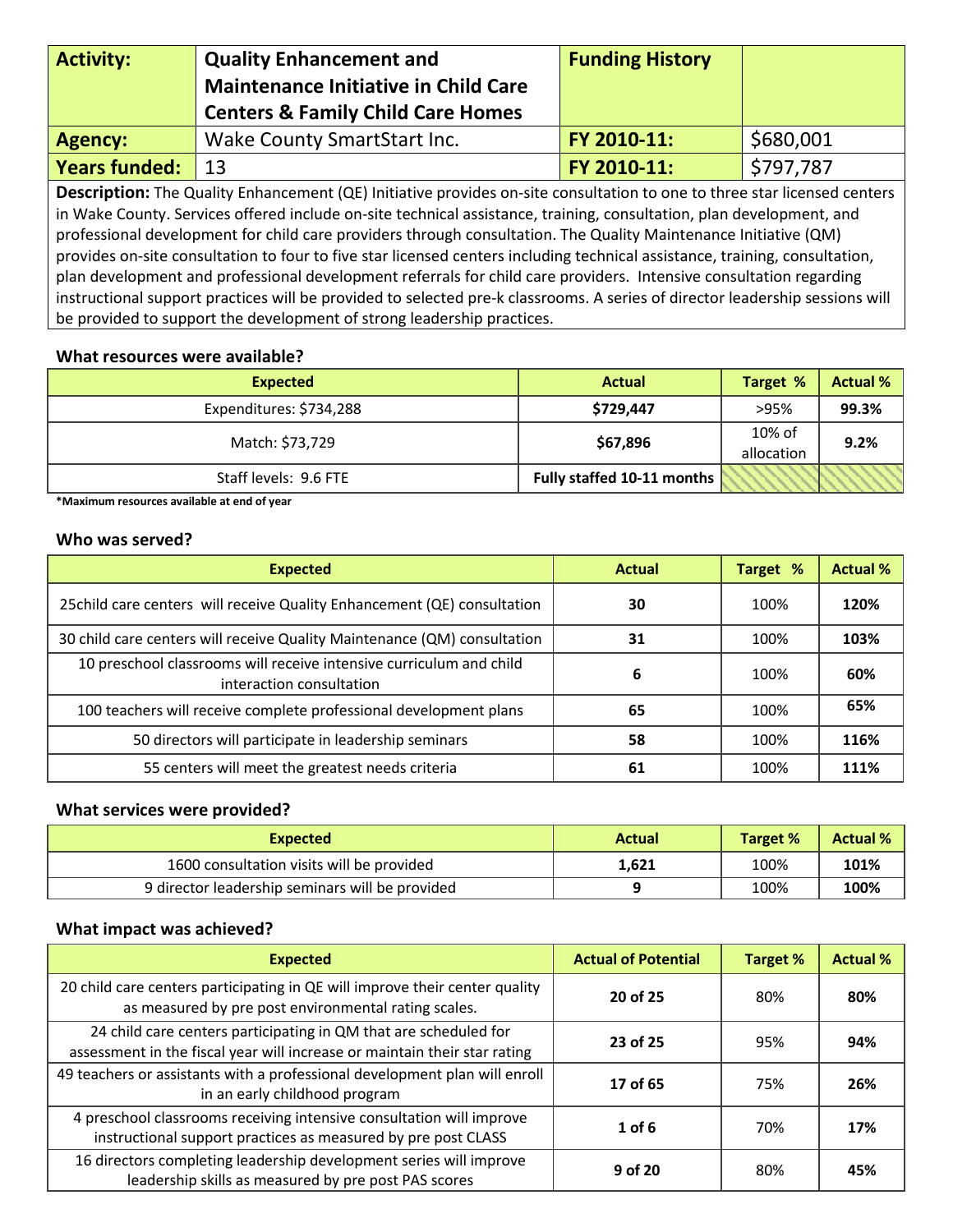| Activity: | Quality Enhancement and Maintenance Initiative in Child Care Centers & Family Child Care Homes | Funding History | |
|---|---|---|---|
| Agency: | Wake County SmartStart Inc. | FY 2010-11: | $680,001 |
| Years funded: | 13 | FY 2010-11: | $797,787 |

**Description:** The Quality Enhancement (QE) Initiative provides on-site consultation to one to three star licensed centers in Wake County. Services offered include on-site technical assistance, training, consultation, plan development, and professional development for child care providers through consultation. The Quality Maintenance Initiative (QM) provides on-site consultation to four to five star licensed centers including technical assistance, training, consultation, plan development and professional development referrals for child care providers. Intensive consultation regarding instructional support practices will be provided to selected pre-k classrooms. A series of director leadership sessions will be provided to support the development of strong leadership practices.

### What resources were available?

| Expected | Actual | Target % | Actual % |
|---|---|---|---|
| Expenditures: $734,288 | **$729,447** | >95% | **99.3%** |
| Match: $73,729 | **$67,896** | 10% of allocation | **9.2%** |
| Staff levels: 9.6 FTE | **Fully staffed 10-11 months** | | |

**\*Maximum resources available at end of year**

### Who was served?

| Expected | Actual | Target % | Actual % |
|---|---|---|---|
| 25child care centers will receive Quality Enhancement (QE) consultation | **30** | 100% | **120%** |
| 30 child care centers will receive Quality Maintenance (QM) consultation | **31** | 100% | **103%** |
| 10 preschool classrooms will receive intensive curriculum and child interaction consultation | **6** | 100% | **60%** |
| 100 teachers will receive complete professional development plans | **65** | 100% | **65%** |
| 50 directors will participate in leadership seminars | **58** | 100% | **116%** |
| 55 centers will meet the greatest needs criteria | **61** | 100% | **111%** |

### What services were provided?

| Expected | Actual | Target % | Actual % |
|---|---|---|---|
| 1600 consultation visits will be provided | **1,621** | 100% | **101%** |
| 9 director leadership seminars will be provided | **9** | 100% | **100%** |

### What impact was achieved?

| Expected | Actual of Potential | Target % | Actual % |
|---|---|---|---|
| 20 child care centers participating in QE will improve their center quality as measured by pre post environmental rating scales. | **20 of 25** | 80% | **80%** |
| 24 child care centers participating in QM that are scheduled for assessment in the fiscal year will increase or maintain their star rating | **23 of 25** | 95% | **94%** |
| 49 teachers or assistants with a professional development plan will enroll in an early childhood program | **17 of 65** | 75% | **26%** |
| 4 preschool classrooms receiving intensive consultation will improve instructional support practices as measured by pre post CLASS | **1 of 6** | 70% | **17%** |
| 16 directors completing leadership development series will improve leadership skills as measured by pre post PAS scores | **9 of 20** | 80% | **45%** |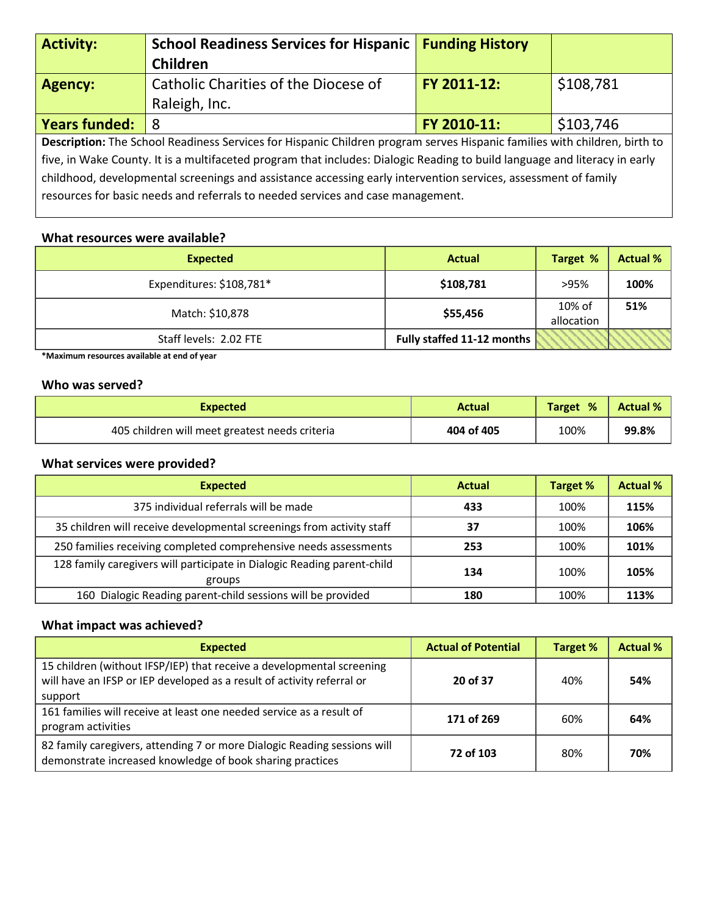| Activity: | School Readiness Services for Hispanic Children | Funding History | |
|---|---|---|---|
| Agency: | Catholic Charities of the Diocese of Raleigh, Inc. | FY 2011-12: | $108,781 |
| Years funded: | 8 | FY 2010-11: | $103,746 |

**Description:** The School Readiness Services for Hispanic Children program serves Hispanic families with children, birth to five, in Wake County. It is a multifaceted program that includes: Dialogic Reading to build language and literacy in early childhood, developmental screenings and assistance accessing early intervention services, assessment of family resources for basic needs and referrals to needed services and case management.

### What resources were available?

| Expected | Actual | Target % | Actual % |
|---|---|---|---|
| Expenditures: $108,781* | **$108,781** | >95% | **100%** |
| Match: $10,878 | **$55,456** | 10% of allocation | **51%** |
| Staff levels: 2.02 FTE | **Fully staffed 11-12 months** | | |

***Maximum resources available at end of year**

### Who was served?

| Expected | Actual | Target % | Actual % |
|---|---|---|---|
| 405 children will meet greatest needs criteria | **404 of 405** | 100% | **99.8%** |

### What services were provided?

| Expected | Actual | Target % | Actual % |
|---|---|---|---|
| 375 individual referrals will be made | **433** | 100% | **115%** |
| 35 children will receive developmental screenings from activity staff | **37** | 100% | **106%** |
| 250 families receiving completed comprehensive needs assessments | **253** | 100% | **101%** |
| 128 family caregivers will participate in Dialogic Reading parent-child groups | **134** | 100% | **105%** |
| 160 Dialogic Reading parent-child sessions will be provided | **180** | 100% | **113%** |

### What impact was achieved?

| Expected | Actual of Potential | Target % | Actual % |
|---|---|---|---|
| 15 children (without IFSP/IEP) that receive a developmental screening will have an IFSP or IEP developed as a result of activity referral or support | **20 of 37** | 40% | **54%** |
| 161 families will receive at least one needed service as a result of program activities | **171 of 269** | 60% | **64%** |
| 82 family caregivers, attending 7 or more Dialogic Reading sessions will demonstrate increased knowledge of book sharing practices | **72 of 103** | 80% | **70%** |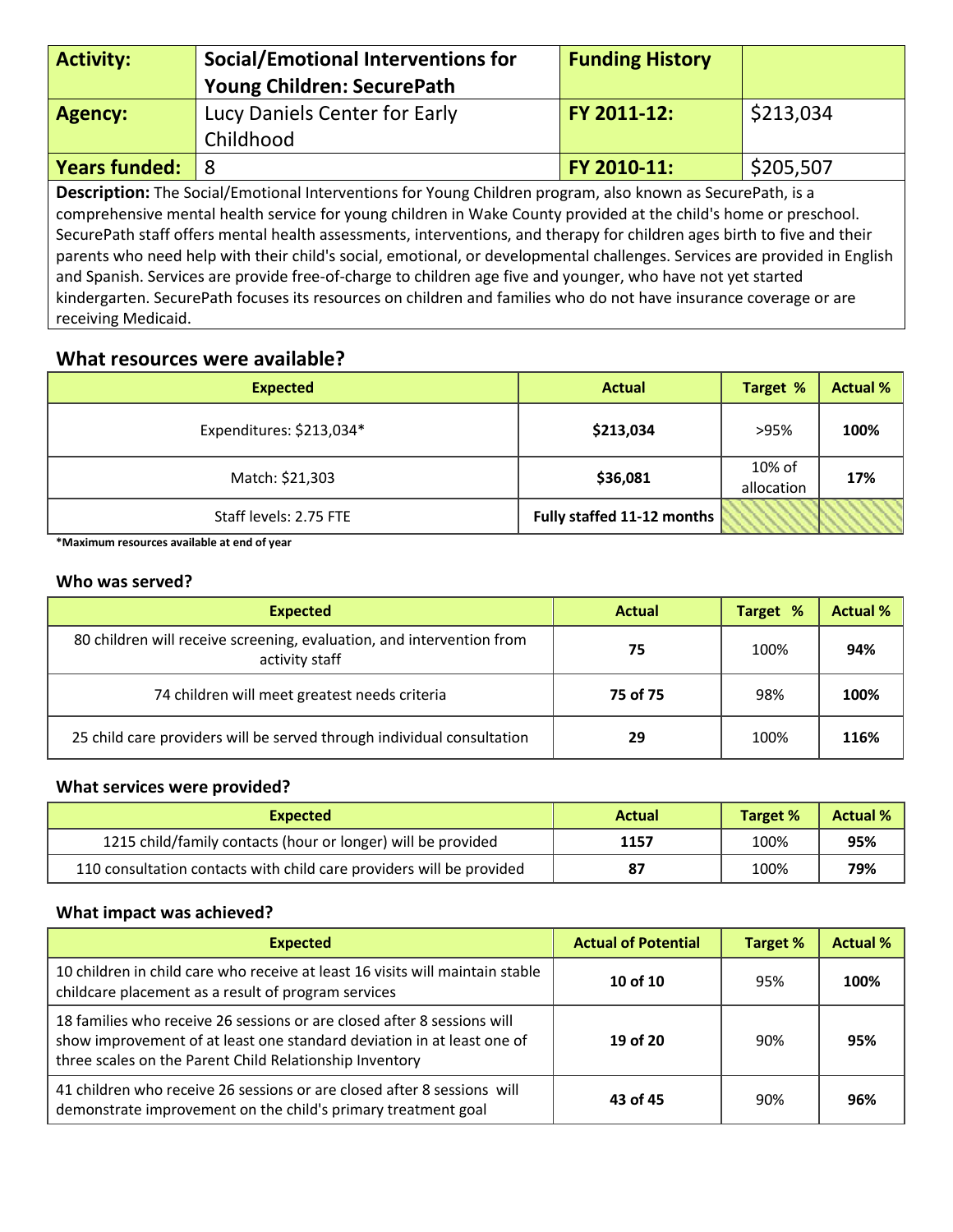| Activity: | Social/Emotional Interventions for Young Children: SecurePath | Funding History | |
|---|---|---|---|
| Agency: | Lucy Daniels Center for Early Childhood | FY 2011-12: | $213,034 |
| Years funded: | 8 | FY 2010-11: | $205,507 |

**Description:** The Social/Emotional Interventions for Young Children program, also known as SecurePath, is a comprehensive mental health service for young children in Wake County provided at the child's home or preschool. SecurePath staff offers mental health assessments, interventions, and therapy for children ages birth to five and their parents who need help with their child's social, emotional, or developmental challenges. Services are provided in English and Spanish. Services are provide free-of-charge to children age five and younger, who have not yet started kindergarten. SecurePath focuses its resources on children and families who do not have insurance coverage or are receiving Medicaid.

## What resources were available?

| Expected | Actual | Target % | Actual % |
|---|---|---|---|
| Expenditures: $213,034* | **$213,034** | >95% | **100%** |
| Match: $21,303 | **$36,081** | 10% of allocation | **17%** |
| Staff levels: 2.75 FTE | **Fully staffed 11-12 months** | | |

***Maximum resources available at end of year**

### Who was served?

| Expected | Actual | Target % | Actual % |
|---|---|---|---|
| 80 children will receive screening, evaluation, and intervention from activity staff | **75** | 100% | **94%** |
| 74 children will meet greatest needs criteria | **75 of 75** | 98% | **100%** |
| 25 child care providers will be served through individual consultation | **29** | 100% | **116%** |

### What services were provided?

| Expected | Actual | Target % | Actual % |
|---|---|---|---|
| 1215 child/family contacts (hour or longer) will be provided | **1157** | 100% | **95%** |
| 110 consultation contacts with child care providers will be provided | **87** | 100% | **79%** |

### What impact was achieved?

| Expected | Actual of Potential | Target % | Actual % |
|---|---|---|---|
| 10 children in child care who receive at least 16 visits will maintain stable childcare placement as a result of program services | **10 of 10** | 95% | **100%** |
| 18 families who receive 26 sessions or are closed after 8 sessions will show improvement of at least one standard deviation in at least one of three scales on the Parent Child Relationship Inventory | **19 of 20** | 90% | **95%** |
| 41 children who receive 26 sessions or are closed after 8 sessions will demonstrate improvement on the child's primary treatment goal | **43 of 45** | 90% | **96%** |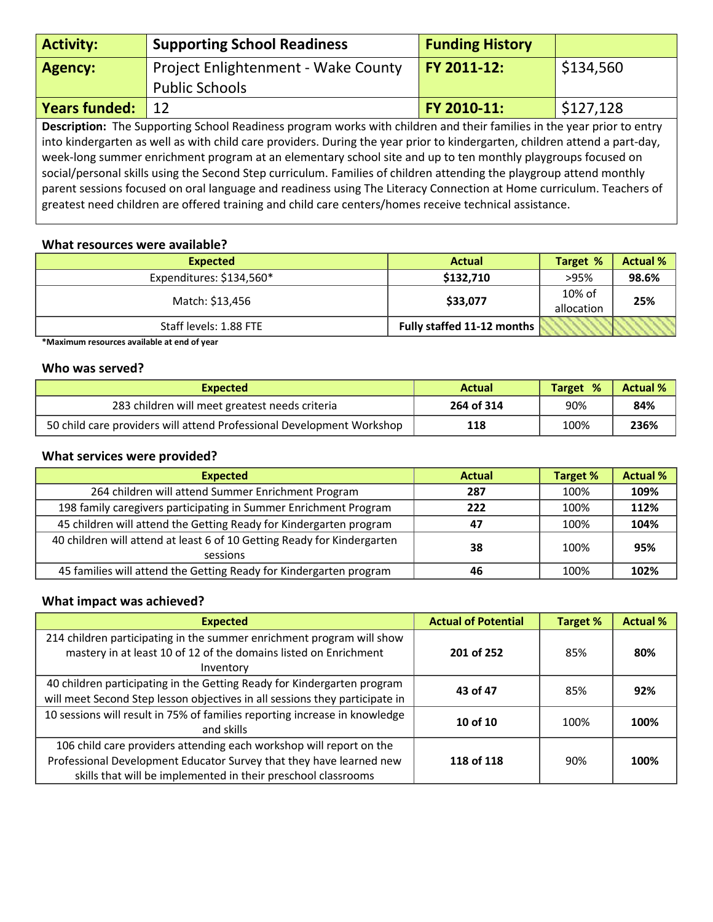| **Activity:** | **Supporting School Readiness** | **Funding History** | |
|---|---|---|---|
| **Agency:** | Project Enlightenment - Wake County Public Schools | **FY 2011-12:** | $134,560 |
| **Years funded:** | 12 | **FY 2010-11:** | $127,128 |

**Description:** The Supporting School Readiness program works with children and their families in the year prior to entry into kindergarten as well as with child care providers. During the year prior to kindergarten, children attend a part-day, week-long summer enrichment program at an elementary school site and up to ten monthly playgroups focused on social/personal skills using the Second Step curriculum. Families of children attending the playgroup attend monthly parent sessions focused on oral language and readiness using The Literacy Connection at Home curriculum. Teachers of greatest need children are offered training and child care centers/homes receive technical assistance.

### What resources were available?

| Expected | Actual | Target % | Actual % |
|---|---|---|---|
| Expenditures: $134,560* | **$132,710** | >95% | **98.6%** |
| Match: $13,456 | **$33,077** | 10% of allocation | **25%** |
| Staff levels: 1.88 FTE | **Fully staffed 11-12 months** | | |

***Maximum resources available at end of year**

### Who was served?

| Expected | Actual | Target % | Actual % |
|---|---|---|---|
| 283 children will meet greatest needs criteria | **264 of 314** | 90% | **84%** |
| 50 child care providers will attend Professional Development Workshop | **118** | 100% | **236%** |

### What services were provided?

| Expected | Actual | Target % | Actual % |
|---|---|---|---|
| 264 children will attend Summer Enrichment Program | **287** | 100% | **109%** |
| 198 family caregivers participating in Summer Enrichment Program | **222** | 100% | **112%** |
| 45 children will attend the Getting Ready for Kindergarten program | **47** | 100% | **104%** |
| 40 children will attend at least 6 of 10 Getting Ready for Kindergarten sessions | **38** | 100% | **95%** |
| 45 families will attend the Getting Ready for Kindergarten program | **46** | 100% | **102%** |

### What impact was achieved?

| Expected | Actual of Potential | Target % | Actual % |
|---|---|---|---|
| 214 children participating in the summer enrichment program will show mastery in at least 10 of 12 of the domains listed on Enrichment Inventory | **201 of 252** | 85% | **80%** |
| 40 children participating in the Getting Ready for Kindergarten program will meet Second Step lesson objectives in all sessions they participate in | **43 of 47** | 85% | **92%** |
| 10 sessions will result in 75% of families reporting increase in knowledge and skills | **10 of 10** | 100% | **100%** |
| 106 child care providers attending each workshop will report on the Professional Development Educator Survey that they have learned new skills that will be implemented in their preschool classrooms | **118 of 118** | 90% | **100%** |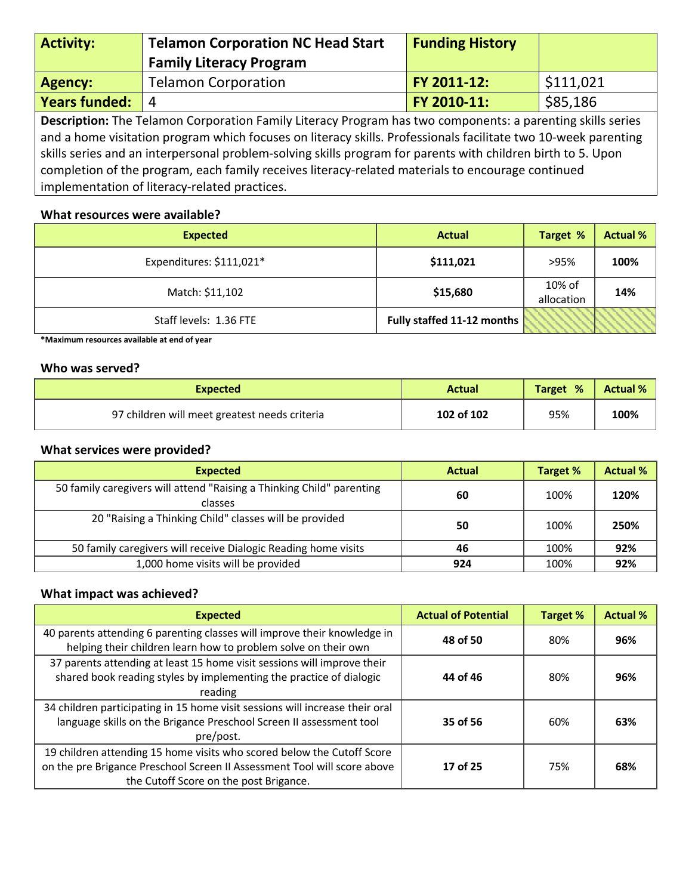| Activity: | Telamon Corporation NC Head Start Family Literacy Program | Funding History | |
|---|---|---|---|
| Agency: | Telamon Corporation | FY 2011-12: | $111,021 |
| Years funded: | 4 | FY 2010-11: | $85,186 |

**Description:** The Telamon Corporation Family Literacy Program has two components: a parenting skills series and a home visitation program which focuses on literacy skills. Professionals facilitate two 10-week parenting skills series and an interpersonal problem-solving skills program for parents with children birth to 5. Upon completion of the program, each family receives literacy-related materials to encourage continued implementation of literacy-related practices.

### What resources were available?

| Expected | Actual | Target % | Actual % |
|---|---|---|---|
| Expenditures: $111,021* | **$111,021** | >95% | **100%** |
| Match: $11,102 | **$15,680** | 10% of allocation | **14%** |
| Staff levels: 1.36 FTE | **Fully staffed 11-12 months** | | |

***Maximum resources available at end of year**

### Who was served?

| Expected | Actual | Target % | Actual % |
|---|---|---|---|
| 97 children will meet greatest needs criteria | **102 of 102** | 95% | **100%** |

### What services were provided?

| Expected | Actual | Target % | Actual % |
|---|---|---|---|
| 50 family caregivers will attend "Raising a Thinking Child" parenting classes | **60** | 100% | **120%** |
| 20 "Raising a Thinking Child" classes will be provided | **50** | 100% | **250%** |
| 50 family caregivers will receive Dialogic Reading home visits | **46** | 100% | **92%** |
| 1,000 home visits will be provided | **924** | 100% | **92%** |

### What impact was achieved?

| Expected | Actual of Potential | Target % | Actual % |
|---|---|---|---|
| 40 parents attending 6 parenting classes will improve their knowledge in helping their children learn how to problem solve on their own | **48 of 50** | 80% | **96%** |
| 37 parents attending at least 15 home visit sessions will improve their shared book reading styles by implementing the practice of dialogic reading | **44 of 46** | 80% | **96%** |
| 34 children participating in 15 home visit sessions will increase their oral language skills on the Brigance Preschool Screen II assessment tool pre/post. | **35 of 56** | 60% | **63%** |
| 19 children attending 15 home visits who scored below the Cutoff Score on the pre Brigance Preschool Screen II Assessment Tool will score above the Cutoff Score on the post Brigance. | **17 of 25** | 75% | **68%** |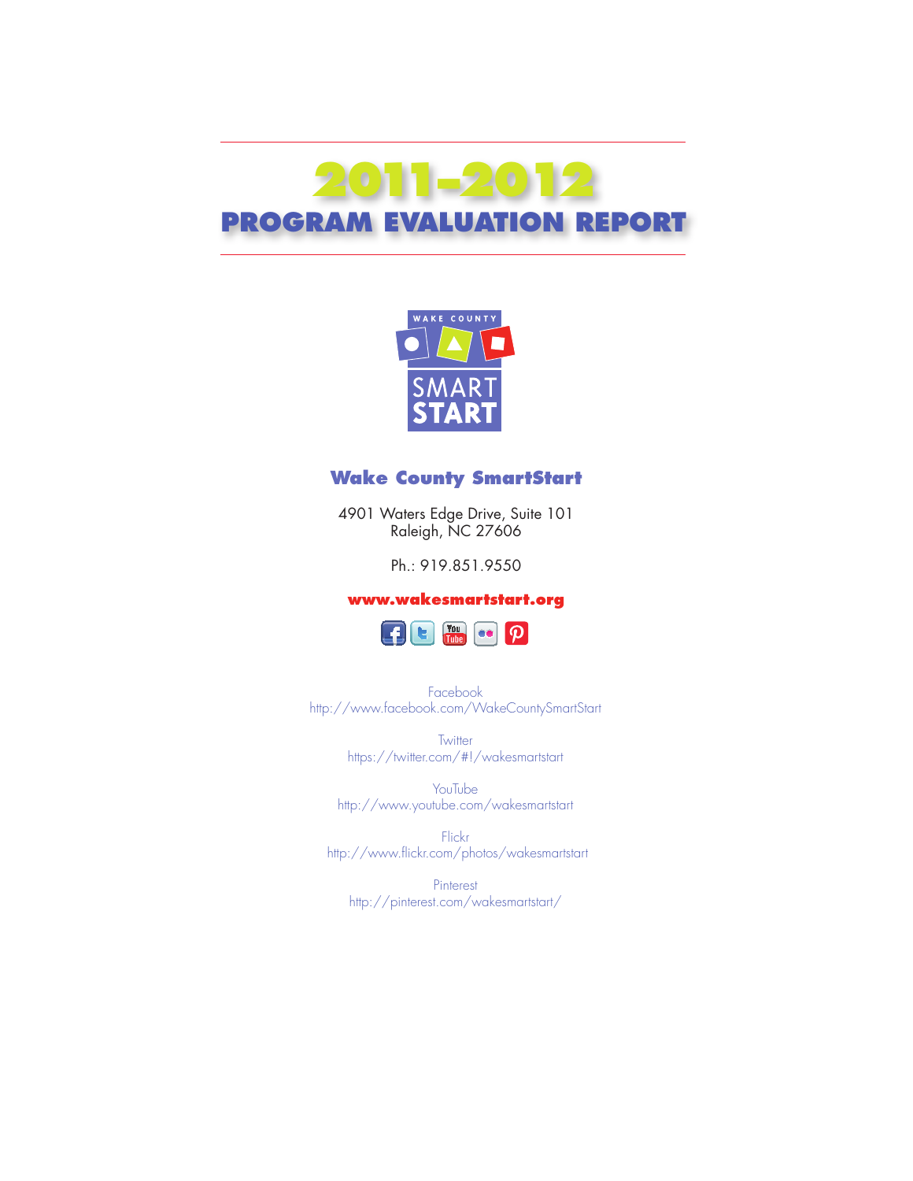# 2011-2012
# PROGRAM EVALUATION REPORT

WAKE COUNTY
SMART
START

## Wake County SmartStart

4901 Waters Edge Drive, Suite 101
Raleigh, NC 27606

Ph.: 919.851.9550

**www.wakesmartstart.org**

Facebook
http://www.facebook.com/WakeCountySmartStart

Twitter
https://twitter.com/#!/wakesmartstart

YouTube
http://www.youtube.com/wakesmartstart

Flickr
http://www.flickr.com/photos/wakesmartstart

Pinterest
http://pinterest.com/wakesmartstart/